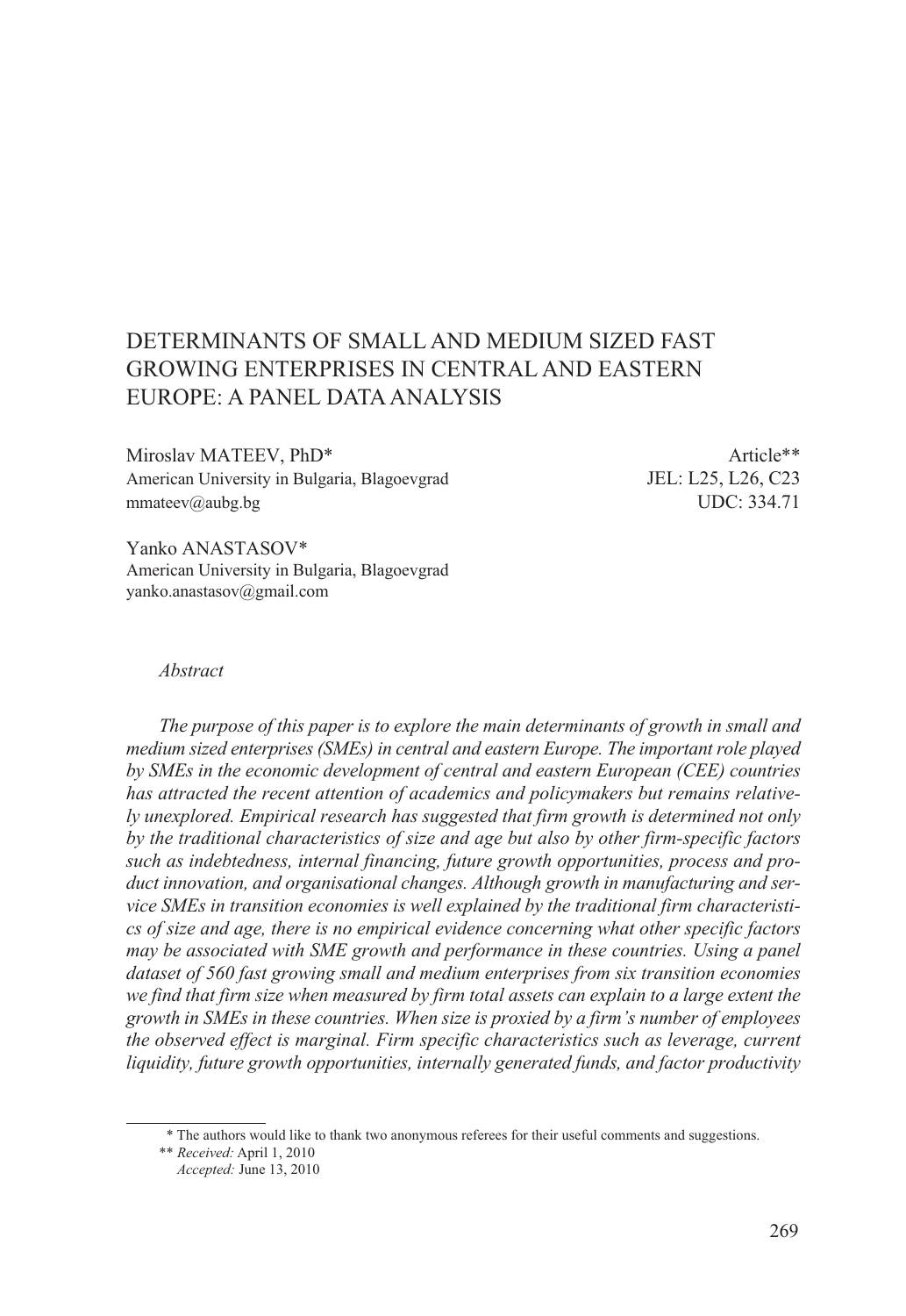# DETERMINANTS OF SMALL AND MEDIUM SIZED FAST GROWING ENTERPRISES IN CENTRAL AND EASTERN EUROPE: A PANEL DATA ANALYSIS

Miroslav MATEEV, PhD*
American University in Bulgaria, Blagoevgrad
mmateev@aubg.bg

Article**
JEL: L25, L26, C23
UDC: 334.71

Yanko ANASTASOV*
American University in Bulgaria, Blagoevgrad
yanko.anastasov@gmail.com

*Abstract*

*The purpose of this paper is to explore the main determinants of growth in small and medium sized enterprises (SMEs) in central and eastern Europe. The important role played by SMEs in the economic development of central and eastern European (CEE) countries has attracted the recent attention of academics and policymakers but remains relatively unexplored. Empirical research has suggested that firm growth is determined not only by the traditional characteristics of size and age but also by other firm-specific factors such as indebtedness, internal financing, future growth opportunities, process and product innovation, and organisational changes. Although growth in manufacturing and service SMEs in transition economies is well explained by the traditional firm characteristics of size and age, there is no empirical evidence concerning what other specific factors may be associated with SME growth and performance in these countries. Using a panel dataset of 560 fast growing small and medium enterprises from six transition economies we find that firm size when measured by firm total assets can explain to a large extent the growth in SMEs in these countries. When size is proxied by a firm's number of employees the observed effect is marginal. Firm specific characteristics such as leverage, current liquidity, future growth opportunities, internally generated funds, and factor productivity*

\* The authors would like to thank two anonymous referees for their useful comments and suggestions.

\*\* *Received:* April 1, 2010
*Accepted:* June 13, 2010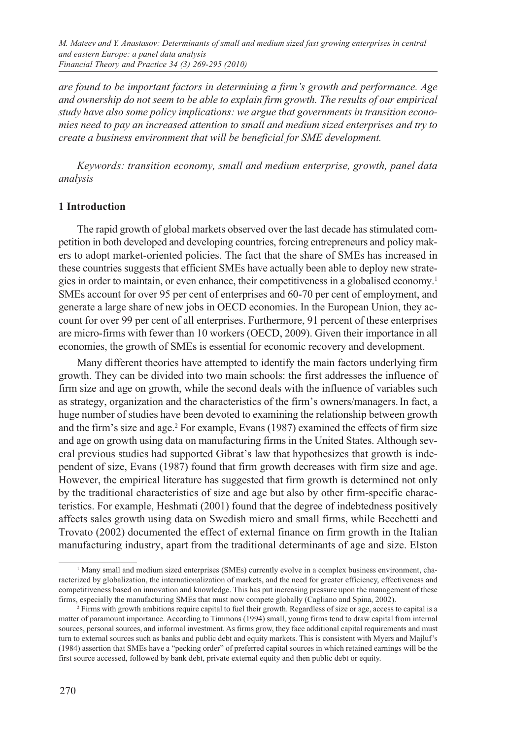*are found to be important factors in determining a firm's growth and performance. Age and ownership do not seem to be able to explain firm growth. The results of our empirical study have also some policy implications: we argue that governments in transition economies need to pay an increased attention to small and medium sized enterprises and try to create a business environment that will be beneficial for SME development.*

*Keywords: transition economy, small and medium enterprise, growth, panel data analysis*

## 1 Introduction

The rapid growth of global markets observed over the last decade has stimulated competition in both developed and developing countries, forcing entrepreneurs and policy makers to adopt market-oriented policies. The fact that the share of SMEs has increased in these countries suggests that efficient SMEs have actually been able to deploy new strategies in order to maintain, or even enhance, their competitiveness in a globalised economy.[1] SMEs account for over 95 per cent of enterprises and 60-70 per cent of employment, and generate a large share of new jobs in OECD economies. In the European Union, they account for over 99 per cent of all enterprises. Furthermore, 91 percent of these enterprises are micro-firms with fewer than 10 workers (OECD, 2009). Given their importance in all economies, the growth of SMEs is essential for economic recovery and development.

Many different theories have attempted to identify the main factors underlying firm growth. They can be divided into two main schools: the first addresses the influence of firm size and age on growth, while the second deals with the influence of variables such as strategy, organization and the characteristics of the firm's owners/managers. In fact, a huge number of studies have been devoted to examining the relationship between growth and the firm's size and age.[2] For example, Evans (1987) examined the effects of firm size and age on growth using data on manufacturing firms in the United States. Although several previous studies had supported Gibrat's law that hypothesizes that growth is independent of size, Evans (1987) found that firm growth decreases with firm size and age. However, the empirical literature has suggested that firm growth is determined not only by the traditional characteristics of size and age but also by other firm-specific characteristics. For example, Heshmati (2001) found that the degree of indebtedness positively affects sales growth using data on Swedish micro and small firms, while Becchetti and Trovato (2002) documented the effect of external finance on firm growth in the Italian manufacturing industry, apart from the traditional determinants of age and size. Elston

---

[1] Many small and medium sized enterprises (SMEs) currently evolve in a complex business environment, characterized by globalization, the internationalization of markets, and the need for greater efficiency, effectiveness and competitiveness based on innovation and knowledge. This has put increasing pressure upon the management of these firms, especially the manufacturing SMEs that must now compete globally (Cagliano and Spina, 2002).

[2] Firms with growth ambitions require capital to fuel their growth. Regardless of size or age, access to capital is a matter of paramount importance. According to Timmons (1994) small, young firms tend to draw capital from internal sources, personal sources, and informal investment. As firms grow, they face additional capital requirements and must turn to external sources such as banks and public debt and equity markets. This is consistent with Myers and Majluf's (1984) assertion that SMEs have a "pecking order" of preferred capital sources in which retained earnings will be the first source accessed, followed by bank debt, private external equity and then public debt or equity.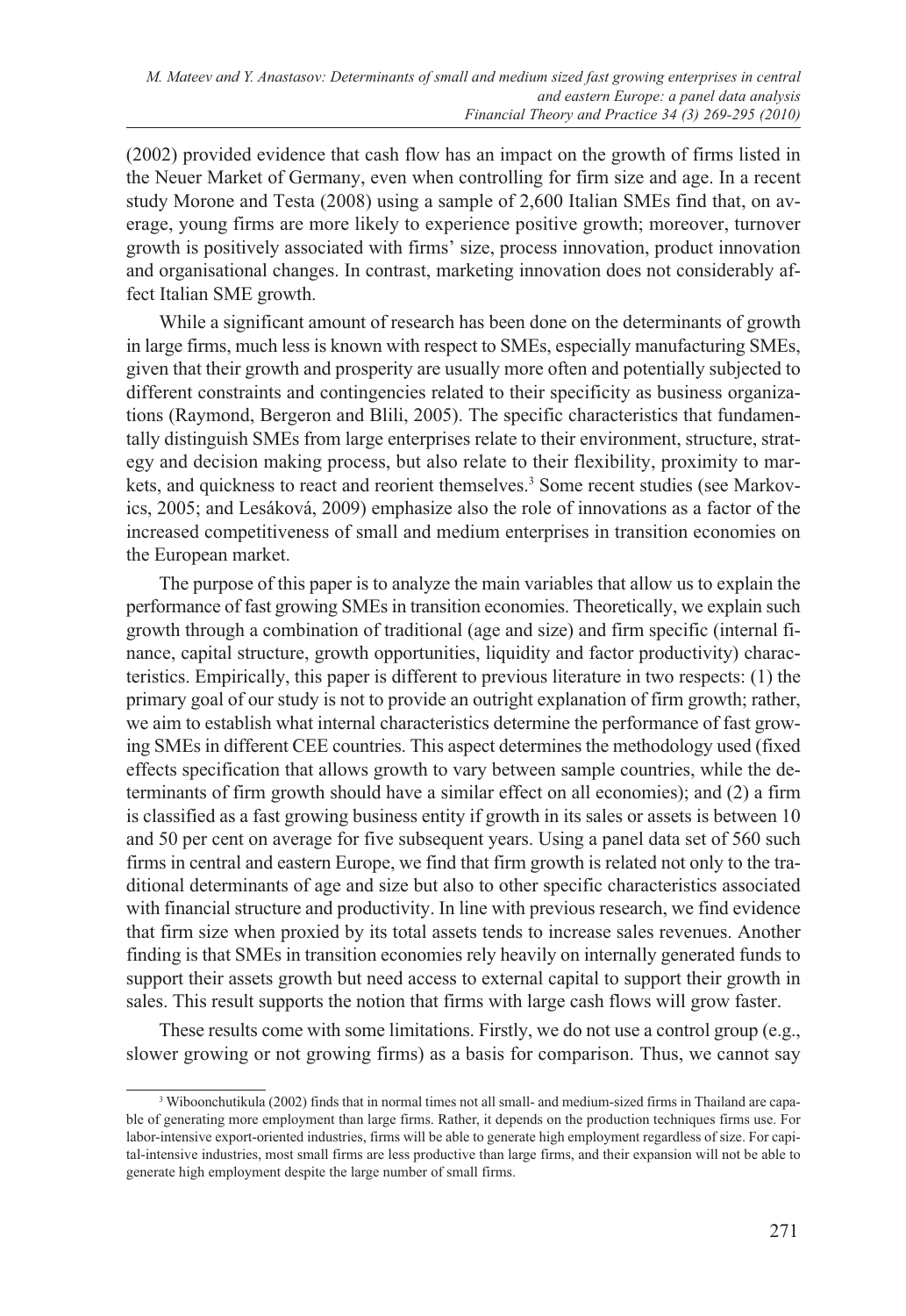(2002) provided evidence that cash flow has an impact on the growth of firms listed in the Neuer Market of Germany, even when controlling for firm size and age. In a recent study Morone and Testa (2008) using a sample of 2,600 Italian SMEs find that, on average, young firms are more likely to experience positive growth; moreover, turnover growth is positively associated with firms' size, process innovation, product innovation and organisational changes. In contrast, marketing innovation does not considerably affect Italian SME growth.

While a significant amount of research has been done on the determinants of growth in large firms, much less is known with respect to SMEs, especially manufacturing SMEs, given that their growth and prosperity are usually more often and potentially subjected to different constraints and contingencies related to their specificity as business organizations (Raymond, Bergeron and Blili, 2005). The specific characteristics that fundamentally distinguish SMEs from large enterprises relate to their environment, structure, strategy and decision making process, but also relate to their flexibility, proximity to markets, and quickness to react and reorient themselves.[3] Some recent studies (see Markovics, 2005; and Lesáková, 2009) emphasize also the role of innovations as a factor of the increased competitiveness of small and medium enterprises in transition economies on the European market.

The purpose of this paper is to analyze the main variables that allow us to explain the performance of fast growing SMEs in transition economies. Theoretically, we explain such growth through a combination of traditional (age and size) and firm specific (internal finance, capital structure, growth opportunities, liquidity and factor productivity) characteristics. Empirically, this paper is different to previous literature in two respects: (1) the primary goal of our study is not to provide an outright explanation of firm growth; rather, we aim to establish what internal characteristics determine the performance of fast growing SMEs in different CEE countries. This aspect determines the methodology used (fixed effects specification that allows growth to vary between sample countries, while the determinants of firm growth should have a similar effect on all economies); and (2) a firm is classified as a fast growing business entity if growth in its sales or assets is between 10 and 50 per cent on average for five subsequent years. Using a panel data set of 560 such firms in central and eastern Europe, we find that firm growth is related not only to the traditional determinants of age and size but also to other specific characteristics associated with financial structure and productivity. In line with previous research, we find evidence that firm size when proxied by its total assets tends to increase sales revenues. Another finding is that SMEs in transition economies rely heavily on internally generated funds to support their assets growth but need access to external capital to support their growth in sales. This result supports the notion that firms with large cash flows will grow faster.

These results come with some limitations. Firstly, we do not use a control group (e.g., slower growing or not growing firms) as a basis for comparison. Thus, we cannot say

[3] Wiboonchutikula (2002) finds that in normal times not all small- and medium-sized firms in Thailand are capable of generating more employment than large firms. Rather, it depends on the production techniques firms use. For labor-intensive export-oriented industries, firms will be able to generate high employment regardless of size. For capital-intensive industries, most small firms are less productive than large firms, and their expansion will not be able to generate high employment despite the large number of small firms.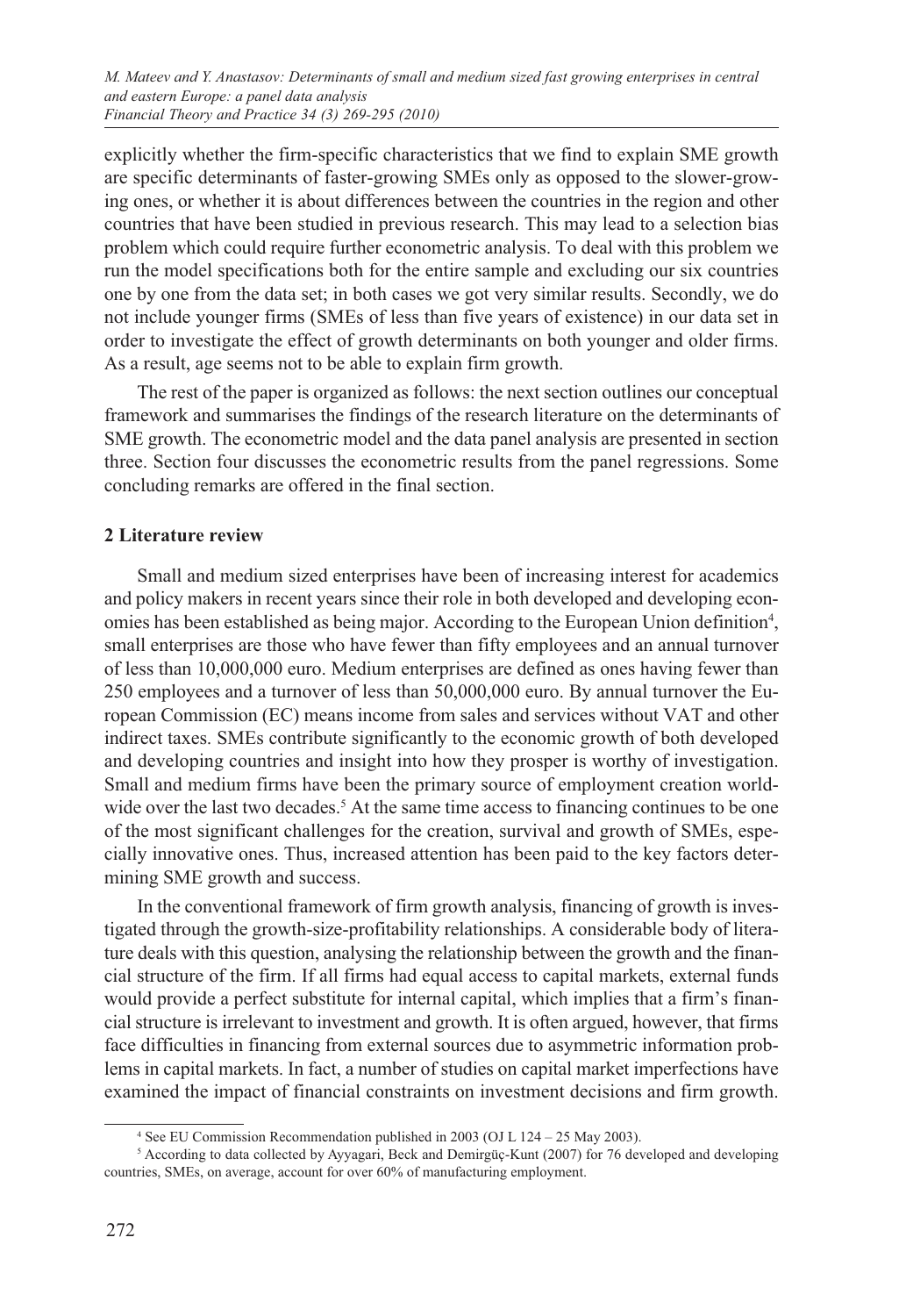explicitly whether the firm-specific characteristics that we find to explain SME growth are specific determinants of faster-growing SMEs only as opposed to the slower-growing ones, or whether it is about differences between the countries in the region and other countries that have been studied in previous research. This may lead to a selection bias problem which could require further econometric analysis. To deal with this problem we run the model specifications both for the entire sample and excluding our six countries one by one from the data set; in both cases we got very similar results. Secondly, we do not include younger firms (SMEs of less than five years of existence) in our data set in order to investigate the effect of growth determinants on both younger and older firms. As a result, age seems not to be able to explain firm growth.

The rest of the paper is organized as follows: the next section outlines our conceptual framework and summarises the findings of the research literature on the determinants of SME growth. The econometric model and the data panel analysis are presented in section three. Section four discusses the econometric results from the panel regressions. Some concluding remarks are offered in the final section.

## 2 Literature review

Small and medium sized enterprises have been of increasing interest for academics and policy makers in recent years since their role in both developed and developing economies has been established as being major. According to the European Union definition[4], small enterprises are those who have fewer than fifty employees and an annual turnover of less than 10,000,000 euro. Medium enterprises are defined as ones having fewer than 250 employees and a turnover of less than 50,000,000 euro. By annual turnover the European Commission (EC) means income from sales and services without VAT and other indirect taxes. SMEs contribute significantly to the economic growth of both developed and developing countries and insight into how they prosper is worthy of investigation. Small and medium firms have been the primary source of employment creation worldwide over the last two decades.[5] At the same time access to financing continues to be one of the most significant challenges for the creation, survival and growth of SMEs, especially innovative ones. Thus, increased attention has been paid to the key factors determining SME growth and success.

In the conventional framework of firm growth analysis, financing of growth is investigated through the growth-size-profitability relationships. A considerable body of literature deals with this question, analysing the relationship between the growth and the financial structure of the firm. If all firms had equal access to capital markets, external funds would provide a perfect substitute for internal capital, which implies that a firm's financial structure is irrelevant to investment and growth. It is often argued, however, that firms face difficulties in financing from external sources due to asymmetric information problems in capital markets. In fact, a number of studies on capital market imperfections have examined the impact of financial constraints on investment decisions and firm growth.

[4] See EU Commission Recommendation published in 2003 (OJ L 124 – 25 May 2003).

[5] According to data collected by Ayyagari, Beck and Demirgüç-Kunt (2007) for 76 developed and developing countries, SMEs, on average, account for over 60% of manufacturing employment.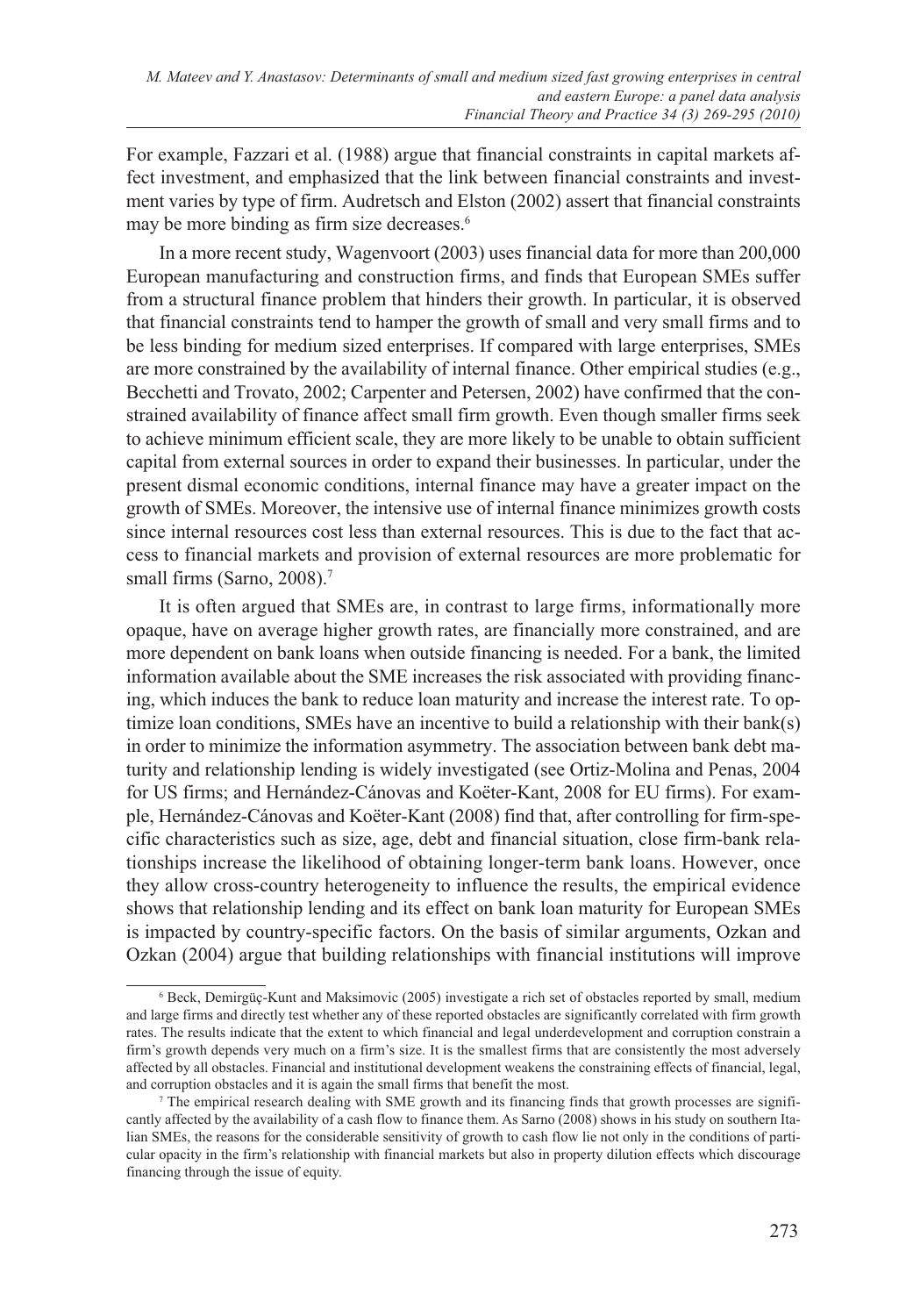For example, Fazzari et al. (1988) argue that financial constraints in capital markets affect investment, and emphasized that the link between financial constraints and investment varies by type of firm. Audretsch and Elston (2002) assert that financial constraints may be more binding as firm size decreases.[6]

In a more recent study, Wagenvoort (2003) uses financial data for more than 200,000 European manufacturing and construction firms, and finds that European SMEs suffer from a structural finance problem that hinders their growth. In particular, it is observed that financial constraints tend to hamper the growth of small and very small firms and to be less binding for medium sized enterprises. If compared with large enterprises, SMEs are more constrained by the availability of internal finance. Other empirical studies (e.g., Becchetti and Trovato, 2002; Carpenter and Petersen, 2002) have confirmed that the constrained availability of finance affect small firm growth. Even though smaller firms seek to achieve minimum efficient scale, they are more likely to be unable to obtain sufficient capital from external sources in order to expand their businesses. In particular, under the present dismal economic conditions, internal finance may have a greater impact on the growth of SMEs. Moreover, the intensive use of internal finance minimizes growth costs since internal resources cost less than external resources. This is due to the fact that access to financial markets and provision of external resources are more problematic for small firms (Sarno, 2008).[7]

It is often argued that SMEs are, in contrast to large firms, informationally more opaque, have on average higher growth rates, are financially more constrained, and are more dependent on bank loans when outside financing is needed. For a bank, the limited information available about the SME increases the risk associated with providing financing, which induces the bank to reduce loan maturity and increase the interest rate. To optimize loan conditions, SMEs have an incentive to build a relationship with their bank(s) in order to minimize the information asymmetry. The association between bank debt maturity and relationship lending is widely investigated (see Ortiz-Molina and Penas, 2004 for US firms; and Hernández-Cánovas and Koëter-Kant, 2008 for EU firms). For example, Hernández-Cánovas and Koëter-Kant (2008) find that, after controlling for firm-specific characteristics such as size, age, debt and financial situation, close firm-bank relationships increase the likelihood of obtaining longer-term bank loans. However, once they allow cross-country heterogeneity to influence the results, the empirical evidence shows that relationship lending and its effect on bank loan maturity for European SMEs is impacted by country-specific factors. On the basis of similar arguments, Ozkan and Ozkan (2004) argue that building relationships with financial institutions will improve

---

[6] Beck, Demirgüç-Kunt and Maksimovic (2005) investigate a rich set of obstacles reported by small, medium and large firms and directly test whether any of these reported obstacles are significantly correlated with firm growth rates. The results indicate that the extent to which financial and legal underdevelopment and corruption constrain a firm's growth depends very much on a firm's size. It is the smallest firms that are consistently the most adversely affected by all obstacles. Financial and institutional development weakens the constraining effects of financial, legal, and corruption obstacles and it is again the small firms that benefit the most.

[7] The empirical research dealing with SME growth and its financing finds that growth processes are significantly affected by the availability of a cash flow to finance them. As Sarno (2008) shows in his study on southern Italian SMEs, the reasons for the considerable sensitivity of growth to cash flow lie not only in the conditions of particular opacity in the firm's relationship with financial markets but also in property dilution effects which discourage financing through the issue of equity.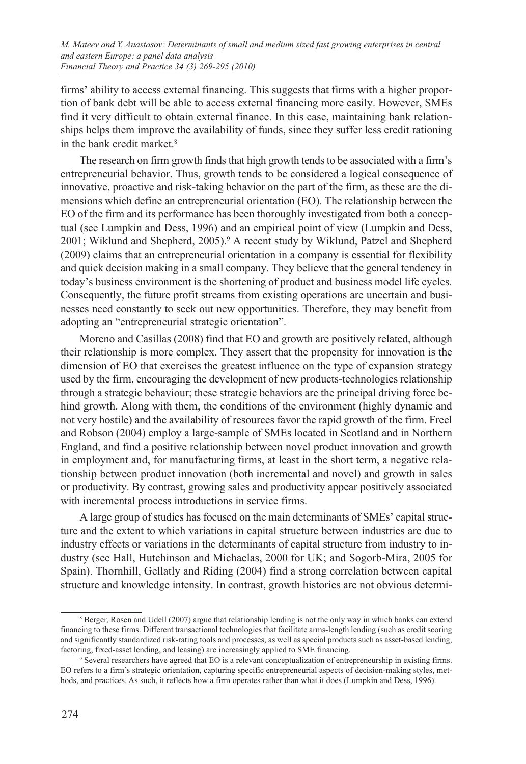firms' ability to access external financing. This suggests that firms with a higher proportion of bank debt will be able to access external financing more easily. However, SMEs find it very difficult to obtain external finance. In this case, maintaining bank relationships helps them improve the availability of funds, since they suffer less credit rationing in the bank credit market.[8]

The research on firm growth finds that high growth tends to be associated with a firm's entrepreneurial behavior. Thus, growth tends to be considered a logical consequence of innovative, proactive and risk-taking behavior on the part of the firm, as these are the dimensions which define an entrepreneurial orientation (EO). The relationship between the EO of the firm and its performance has been thoroughly investigated from both a conceptual (see Lumpkin and Dess, 1996) and an empirical point of view (Lumpkin and Dess, 2001; Wiklund and Shepherd, 2005).[9] A recent study by Wiklund, Patzel and Shepherd (2009) claims that an entrepreneurial orientation in a company is essential for flexibility and quick decision making in a small company. They believe that the general tendency in today's business environment is the shortening of product and business model life cycles. Consequently, the future profit streams from existing operations are uncertain and businesses need constantly to seek out new opportunities. Therefore, they may benefit from adopting an "entrepreneurial strategic orientation".

Moreno and Casillas (2008) find that EO and growth are positively related, although their relationship is more complex. They assert that the propensity for innovation is the dimension of EO that exercises the greatest influence on the type of expansion strategy used by the firm, encouraging the development of new products-technologies relationship through a strategic behaviour; these strategic behaviors are the principal driving force behind growth. Along with them, the conditions of the environment (highly dynamic and not very hostile) and the availability of resources favor the rapid growth of the firm. Freel and Robson (2004) employ a large-sample of SMEs located in Scotland and in Northern England, and find a positive relationship between novel product innovation and growth in employment and, for manufacturing firms, at least in the short term, a negative relationship between product innovation (both incremental and novel) and growth in sales or productivity. By contrast, growing sales and productivity appear positively associated with incremental process introductions in service firms.

A large group of studies has focused on the main determinants of SMEs' capital structure and the extent to which variations in capital structure between industries are due to industry effects or variations in the determinants of capital structure from industry to industry (see Hall, Hutchinson and Michaelas, 2000 for UK; and Sogorb-Mira, 2005 for Spain). Thornhill, Gellatly and Riding (2004) find a strong correlation between capital structure and knowledge intensity. In contrast, growth histories are not obvious determi-

[8] Berger, Rosen and Udell (2007) argue that relationship lending is not the only way in which banks can extend financing to these firms. Different transactional technologies that facilitate arms-length lending (such as credit scoring and significantly standardized risk-rating tools and processes, as well as special products such as asset-based lending, factoring, fixed-asset lending, and leasing) are increasingly applied to SME financing.

[9] Several researchers have agreed that EO is a relevant conceptualization of entrepreneurship in existing firms. EO refers to a firm's strategic orientation, capturing specific entrepreneurial aspects of decision-making styles, methods, and practices. As such, it reflects how a firm operates rather than what it does (Lumpkin and Dess, 1996).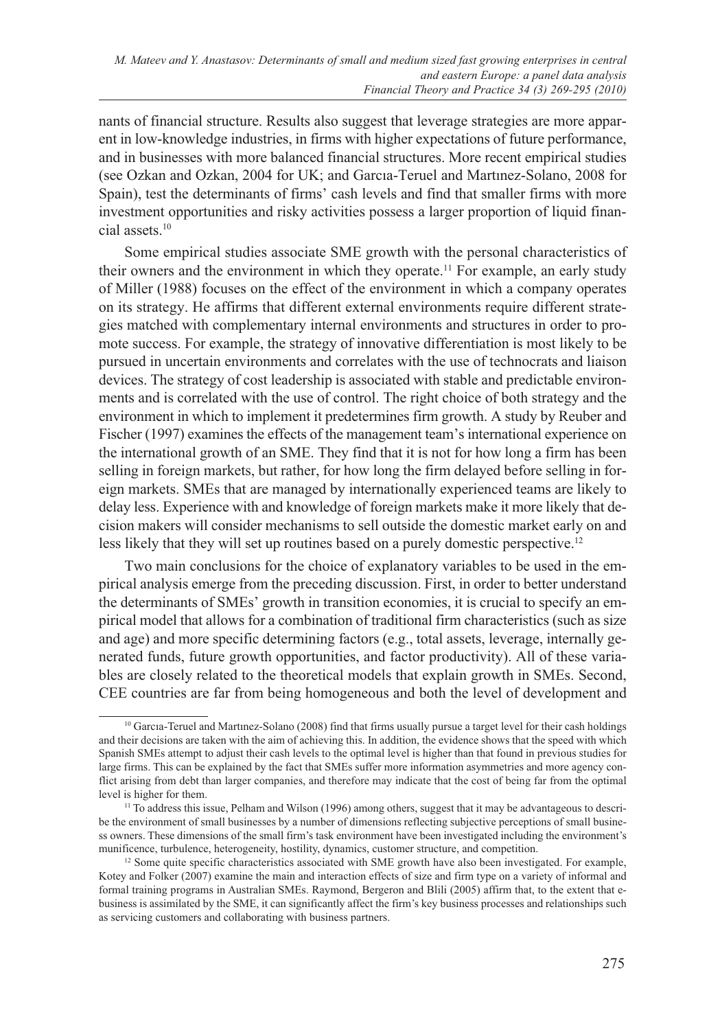nants of financial structure. Results also suggest that leverage strategies are more apparent in low-knowledge industries, in firms with higher expectations of future performance, and in businesses with more balanced financial structures. More recent empirical studies (see Ozkan and Ozkan, 2004 for UK; and Garcıa-Teruel and Martınez-Solano, 2008 for Spain), test the determinants of firms' cash levels and find that smaller firms with more investment opportunities and risky activities possess a larger proportion of liquid financial assets.[10]

Some empirical studies associate SME growth with the personal characteristics of their owners and the environment in which they operate.[11] For example, an early study of Miller (1988) focuses on the effect of the environment in which a company operates on its strategy. He affirms that different external environments require different strategies matched with complementary internal environments and structures in order to promote success. For example, the strategy of innovative differentiation is most likely to be pursued in uncertain environments and correlates with the use of technocrats and liaison devices. The strategy of cost leadership is associated with stable and predictable environments and is correlated with the use of control. The right choice of both strategy and the environment in which to implement it predetermines firm growth. A study by Reuber and Fischer (1997) examines the effects of the management team's international experience on the international growth of an SME. They find that it is not for how long a firm has been selling in foreign markets, but rather, for how long the firm delayed before selling in foreign markets. SMEs that are managed by internationally experienced teams are likely to delay less. Experience with and knowledge of foreign markets make it more likely that decision makers will consider mechanisms to sell outside the domestic market early on and less likely that they will set up routines based on a purely domestic perspective.[12]

Two main conclusions for the choice of explanatory variables to be used in the empirical analysis emerge from the preceding discussion. First, in order to better understand the determinants of SMEs' growth in transition economies, it is crucial to specify an empirical model that allows for a combination of traditional firm characteristics (such as size and age) and more specific determining factors (e.g., total assets, leverage, internally generated funds, future growth opportunities, and factor productivity). All of these variables are closely related to the theoretical models that explain growth in SMEs. Second, CEE countries are far from being homogeneous and both the level of development and

---

[10] Garcıa-Teruel and Martınez-Solano (2008) find that firms usually pursue a target level for their cash holdings and their decisions are taken with the aim of achieving this. In addition, the evidence shows that the speed with which Spanish SMEs attempt to adjust their cash levels to the optimal level is higher than that found in previous studies for large firms. This can be explained by the fact that SMEs suffer more information asymmetries and more agency conflict arising from debt than larger companies, and therefore may indicate that the cost of being far from the optimal level is higher for them.

[11] To address this issue, Pelham and Wilson (1996) among others, suggest that it may be advantageous to describe the environment of small businesses by a number of dimensions reflecting subjective perceptions of small business owners. These dimensions of the small firm's task environment have been investigated including the environment's munificence, turbulence, heterogeneity, hostility, dynamics, customer structure, and competition.

[12] Some quite specific characteristics associated with SME growth have also been investigated. For example, Kotey and Folker (2007) examine the main and interaction effects of size and firm type on a variety of informal and formal training programs in Australian SMEs. Raymond, Bergeron and Blili (2005) affirm that, to the extent that e-business is assimilated by the SME, it can significantly affect the firm's key business processes and relationships such as servicing customers and collaborating with business partners.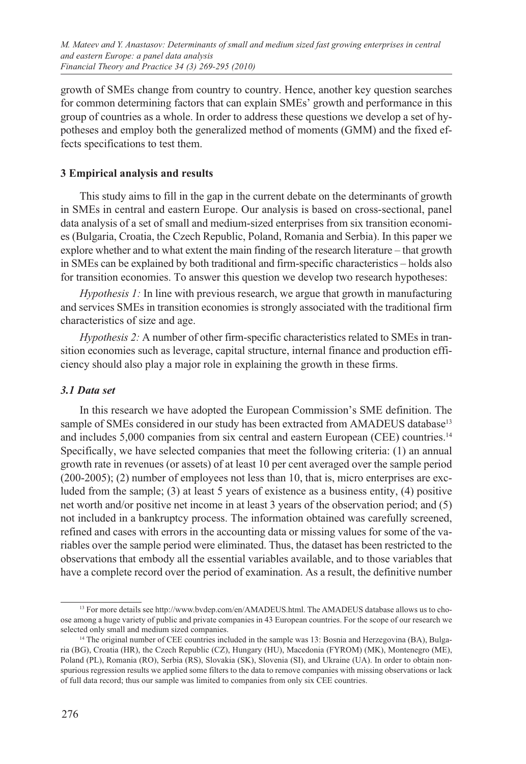growth of SMEs change from country to country. Hence, another key question searches for common determining factors that can explain SMEs' growth and performance in this group of countries as a whole. In order to address these questions we develop a set of hypotheses and employ both the generalized method of moments (GMM) and the fixed effects specifications to test them.

## 3 Empirical analysis and results

This study aims to fill in the gap in the current debate on the determinants of growth in SMEs in central and eastern Europe. Our analysis is based on cross-sectional, panel data analysis of a set of small and medium-sized enterprises from six transition economies (Bulgaria, Croatia, the Czech Republic, Poland, Romania and Serbia). In this paper we explore whether and to what extent the main finding of the research literature – that growth in SMEs can be explained by both traditional and firm-specific characteristics – holds also for transition economies. To answer this question we develop two research hypotheses:

*Hypothesis 1:* In line with previous research, we argue that growth in manufacturing and services SMEs in transition economies is strongly associated with the traditional firm characteristics of size and age.

*Hypothesis 2:* A number of other firm-specific characteristics related to SMEs in transition economies such as leverage, capital structure, internal finance and production efficiency should also play a major role in explaining the growth in these firms.

### *3.1 Data set*

In this research we have adopted the European Commission's SME definition. The sample of SMEs considered in our study has been extracted from AMADEUS database[13] and includes 5,000 companies from six central and eastern European (CEE) countries.[14] Specifically, we have selected companies that meet the following criteria: (1) an annual growth rate in revenues (or assets) of at least 10 per cent averaged over the sample period (200-2005); (2) number of employees not less than 10, that is, micro enterprises are excluded from the sample; (3) at least 5 years of existence as a business entity, (4) positive net worth and/or positive net income in at least 3 years of the observation period; and (5) not included in a bankruptcy process. The information obtained was carefully screened, refined and cases with errors in the accounting data or missing values for some of the variables over the sample period were eliminated. Thus, the dataset has been restricted to the observations that embody all the essential variables available, and to those variables that have a complete record over the period of examination. As a result, the definitive number

---

[13] For more details see http://www.bvdep.com/en/AMADEUS.html. The AMADEUS database allows us to choose among a huge variety of public and private companies in 43 European countries. For the scope of our research we selected only small and medium sized companies.

[14] The original number of CEE countries included in the sample was 13: Bosnia and Herzegovina (BA), Bulgaria (BG), Croatia (HR), the Czech Republic (CZ), Hungary (HU), Macedonia (FYROM) (MK), Montenegro (ME), Poland (PL), Romania (RO), Serbia (RS), Slovakia (SK), Slovenia (SI), and Ukraine (UA). In order to obtain non-spurious regression results we applied some filters to the data to remove companies with missing observations or lack of full data record; thus our sample was limited to companies from only six CEE countries.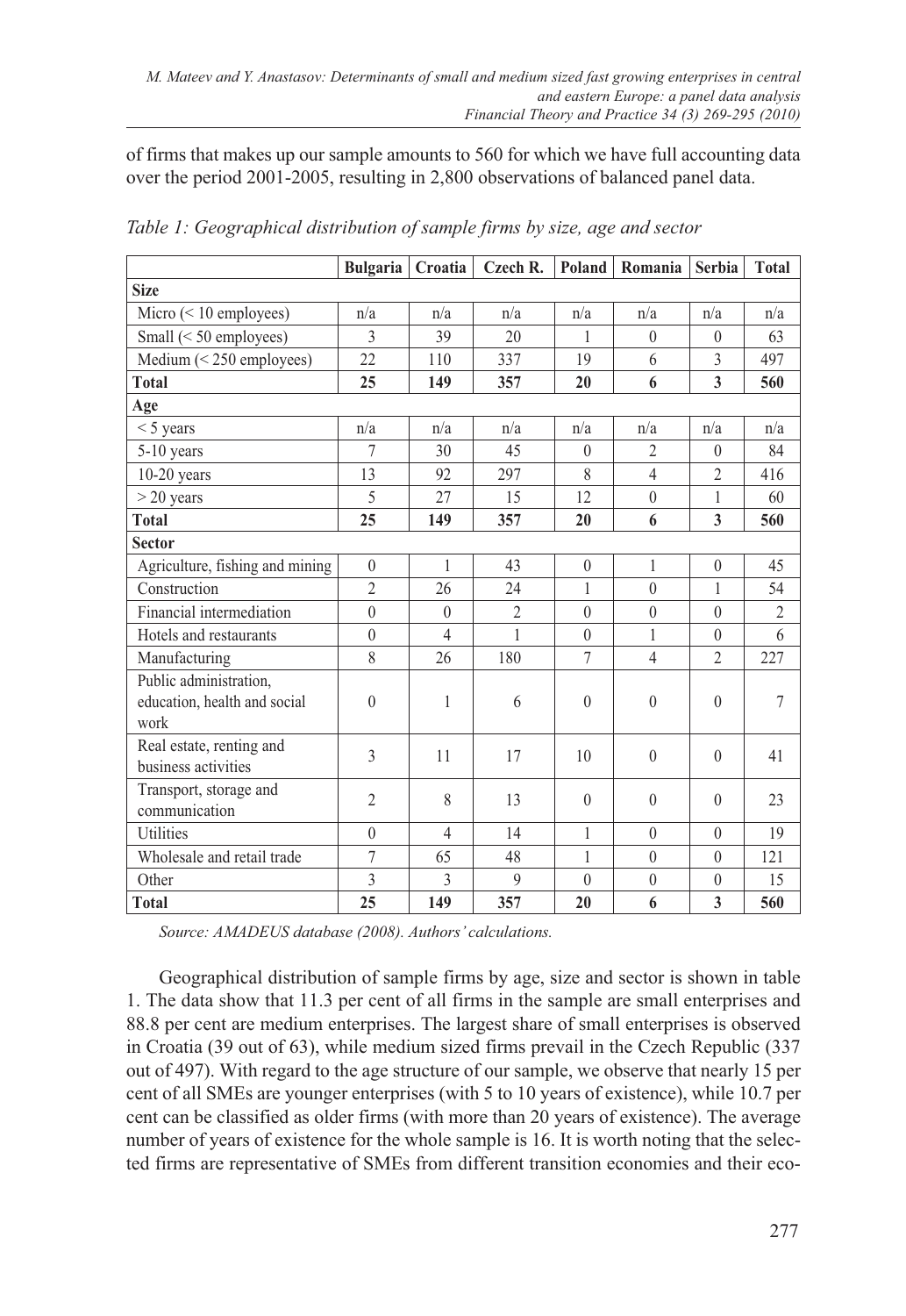of firms that makes up our sample amounts to 560 for which we have full accounting data over the period 2001-2005, resulting in 2,800 observations of balanced panel data.

*Table 1: Geographical distribution of sample firms by size, age and sector*

| | Bulgaria | Croatia | Czech R. | Poland | Romania | Serbia | Total |
|---|---|---|---|---|---|---|---|
| **Size** | | | | | | | |
| Micro (< 10 employees) | n/a | n/a | n/a | n/a | n/a | n/a | n/a |
| Small (< 50 employees) | 3 | 39 | 20 | 1 | 0 | 0 | 63 |
| Medium (< 250 employees) | 22 | 110 | 337 | 19 | 6 | 3 | 497 |
| **Total** | **25** | **149** | **357** | **20** | **6** | **3** | **560** |
| **Age** | | | | | | | |
| < 5 years | n/a | n/a | n/a | n/a | n/a | n/a | n/a |
| 5-10 years | 7 | 30 | 45 | 0 | 2 | 0 | 84 |
| 10-20 years | 13 | 92 | 297 | 8 | 4 | 2 | 416 |
| > 20 years | 5 | 27 | 15 | 12 | 0 | 1 | 60 |
| **Total** | **25** | **149** | **357** | **20** | **6** | **3** | **560** |
| **Sector** | | | | | | | |
| Agriculture, fishing and mining | 0 | 1 | 43 | 0 | 1 | 0 | 45 |
| Construction | 2 | 26 | 24 | 1 | 0 | 1 | 54 |
| Financial intermediation | 0 | 0 | 2 | 0 | 0 | 0 | 2 |
| Hotels and restaurants | 0 | 4 | 1 | 0 | 1 | 0 | 6 |
| Manufacturing | 8 | 26 | 180 | 7 | 4 | 2 | 227 |
| Public administration, education, health and social work | 0 | 1 | 6 | 0 | 0 | 0 | 7 |
| Real estate, renting and business activities | 3 | 11 | 17 | 10 | 0 | 0 | 41 |
| Transport, storage and communication | 2 | 8 | 13 | 0 | 0 | 0 | 23 |
| Utilities | 0 | 4 | 14 | 1 | 0 | 0 | 19 |
| Wholesale and retail trade | 7 | 65 | 48 | 1 | 0 | 0 | 121 |
| Other | 3 | 3 | 9 | 0 | 0 | 0 | 15 |
| **Total** | **25** | **149** | **357** | **20** | **6** | **3** | **560** |

*Source: AMADEUS database (2008). Authors' calculations.*

Geographical distribution of sample firms by age, size and sector is shown in table 1. The data show that 11.3 per cent of all firms in the sample are small enterprises and 88.8 per cent are medium enterprises. The largest share of small enterprises is observed in Croatia (39 out of 63), while medium sized firms prevail in the Czech Republic (337 out of 497). With regard to the age structure of our sample, we observe that nearly 15 per cent of all SMEs are younger enterprises (with 5 to 10 years of existence), while 10.7 per cent can be classified as older firms (with more than 20 years of existence). The average number of years of existence for the whole sample is 16. It is worth noting that the selected firms are representative of SMEs from different transition economies and their eco-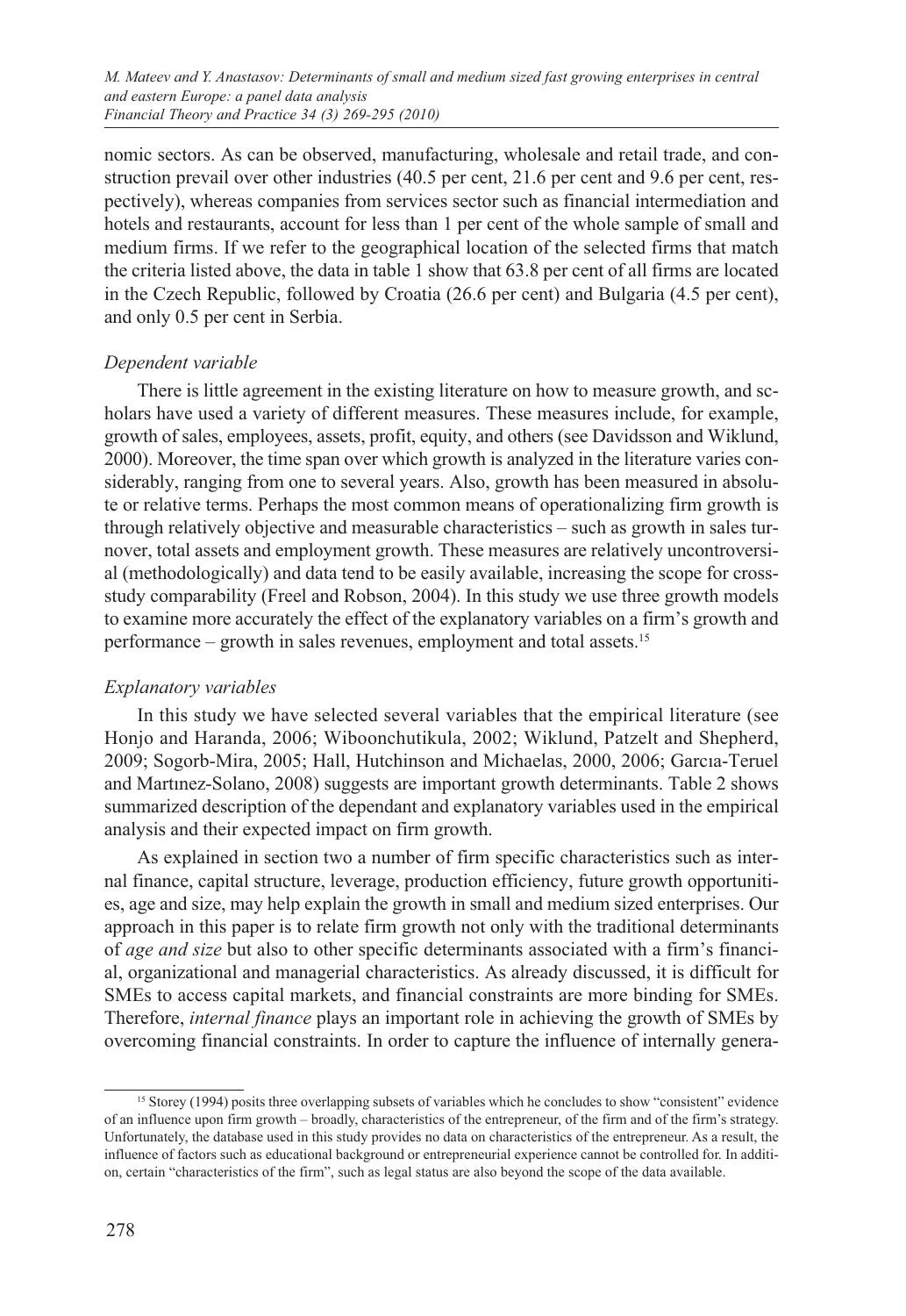nomic sectors. As can be observed, manufacturing, wholesale and retail trade, and construction prevail over other industries (40.5 per cent, 21.6 per cent and 9.6 per cent, respectively), whereas companies from services sector such as financial intermediation and hotels and restaurants, account for less than 1 per cent of the whole sample of small and medium firms. If we refer to the geographical location of the selected firms that match the criteria listed above, the data in table 1 show that 63.8 per cent of all firms are located in the Czech Republic, followed by Croatia (26.6 per cent) and Bulgaria (4.5 per cent), and only 0.5 per cent in Serbia.

*Dependent variable*

There is little agreement in the existing literature on how to measure growth, and scholars have used a variety of different measures. These measures include, for example, growth of sales, employees, assets, profit, equity, and others (see Davidsson and Wiklund, 2000). Moreover, the time span over which growth is analyzed in the literature varies considerably, ranging from one to several years. Also, growth has been measured in absolute or relative terms. Perhaps the most common means of operationalizing firm growth is through relatively objective and measurable characteristics – such as growth in sales turnover, total assets and employment growth. These measures are relatively uncontroversial (methodologically) and data tend to be easily available, increasing the scope for cross-study comparability (Freel and Robson, 2004). In this study we use three growth models to examine more accurately the effect of the explanatory variables on a firm's growth and performance – growth in sales revenues, employment and total assets.[15]

*Explanatory variables*

In this study we have selected several variables that the empirical literature (see Honjo and Haranda, 2006; Wiboonchutikula, 2002; Wiklund, Patzelt and Shepherd, 2009; Sogorb-Mira, 2005; Hall, Hutchinson and Michaelas, 2000, 2006; Garcıa-Teruel and Martınez-Solano, 2008) suggests are important growth determinants. Table 2 shows summarized description of the dependant and explanatory variables used in the empirical analysis and their expected impact on firm growth.

As explained in section two a number of firm specific characteristics such as internal finance, capital structure, leverage, production efficiency, future growth opportunities, age and size, may help explain the growth in small and medium sized enterprises. Our approach in this paper is to relate firm growth not only with the traditional determinants of *age and size* but also to other specific determinants associated with a firm's financial, organizational and managerial characteristics. As already discussed, it is difficult for SMEs to access capital markets, and financial constraints are more binding for SMEs. Therefore, *internal finance* plays an important role in achieving the growth of SMEs by overcoming financial constraints. In order to capture the influence of internally genera-

[15] Storey (1994) posits three overlapping subsets of variables which he concludes to show "consistent" evidence of an influence upon firm growth – broadly, characteristics of the entrepreneur, of the firm and of the firm's strategy. Unfortunately, the database used in this study provides no data on characteristics of the entrepreneur. As a result, the influence of factors such as educational background or entrepreneurial experience cannot be controlled for. In addition, certain "characteristics of the firm", such as legal status are also beyond the scope of the data available.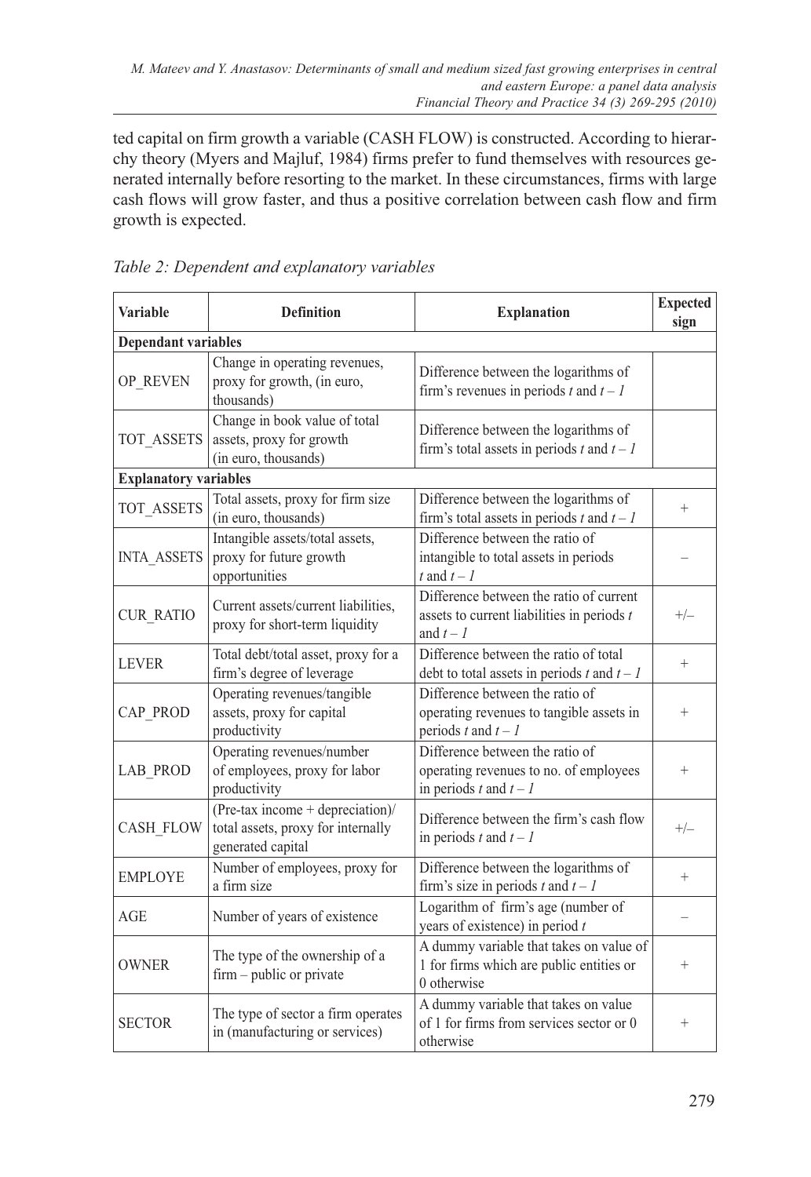ted capital on firm growth a variable (CASH FLOW) is constructed. According to hierarchy theory (Myers and Majluf, 1984) firms prefer to fund themselves with resources generated internally before resorting to the market. In these circumstances, firms with large cash flows will grow faster, and thus a positive correlation between cash flow and firm growth is expected.

*Table 2: Dependent and explanatory variables*

| Variable | Definition | Explanation | Expected sign |
|---|---|---|---|
| **Dependant variables** | | | |
| OP_REVEN | Change in operating revenues, proxy for growth, (in euro, thousands) | Difference between the logarithms of firm's revenues in periods *t* and *t – 1* | |
| TOT_ASSETS | Change in book value of total assets, proxy for growth (in euro, thousands) | Difference between the logarithms of firm's total assets in periods *t* and *t – 1* | |
| **Explanatory variables** | | | |
| TOT_ASSETS | Total assets, proxy for firm size (in euro, thousands) | Difference between the logarithms of firm's total assets in periods *t* and *t – 1* | + |
| INTA_ASSETS | Intangible assets/total assets, proxy for future growth opportunities | Difference between the ratio of intangible to total assets in periods *t* and *t – 1* | – |
| CUR_RATIO | Current assets/current liabilities, proxy for short-term liquidity | Difference between the ratio of current assets to current liabilities in periods *t* and *t – 1* | +/– |
| LEVER | Total debt/total asset, proxy for a firm's degree of leverage | Difference between the ratio of total debt to total assets in periods *t* and *t – 1* | + |
| CAP_PROD | Operating revenues/tangible assets, proxy for capital productivity | Difference between the ratio of operating revenues to tangible assets in periods *t* and *t – 1* | + |
| LAB_PROD | Operating revenues/number of employees, proxy for labor productivity | Difference between the ratio of operating revenues to no. of employees in periods *t* and *t – 1* | + |
| CASH_FLOW | (Pre-tax income + depreciation)/ total assets, proxy for internally generated capital | Difference between the firm's cash flow in periods *t* and *t – 1* | +/– |
| EMPLOYE | Number of employees, proxy for a firm size | Difference between the logarithms of firm's size in periods *t* and *t – 1* | + |
| AGE | Number of years of existence | Logarithm of firm's age (number of years of existence) in period *t* | – |
| OWNER | The type of the ownership of a firm – public or private | A dummy variable that takes on value of 1 for firms which are public entities or 0 otherwise | + |
| SECTOR | The type of sector a firm operates in (manufacturing or services) | A dummy variable that takes on value of 1 for firms from services sector or 0 otherwise | + |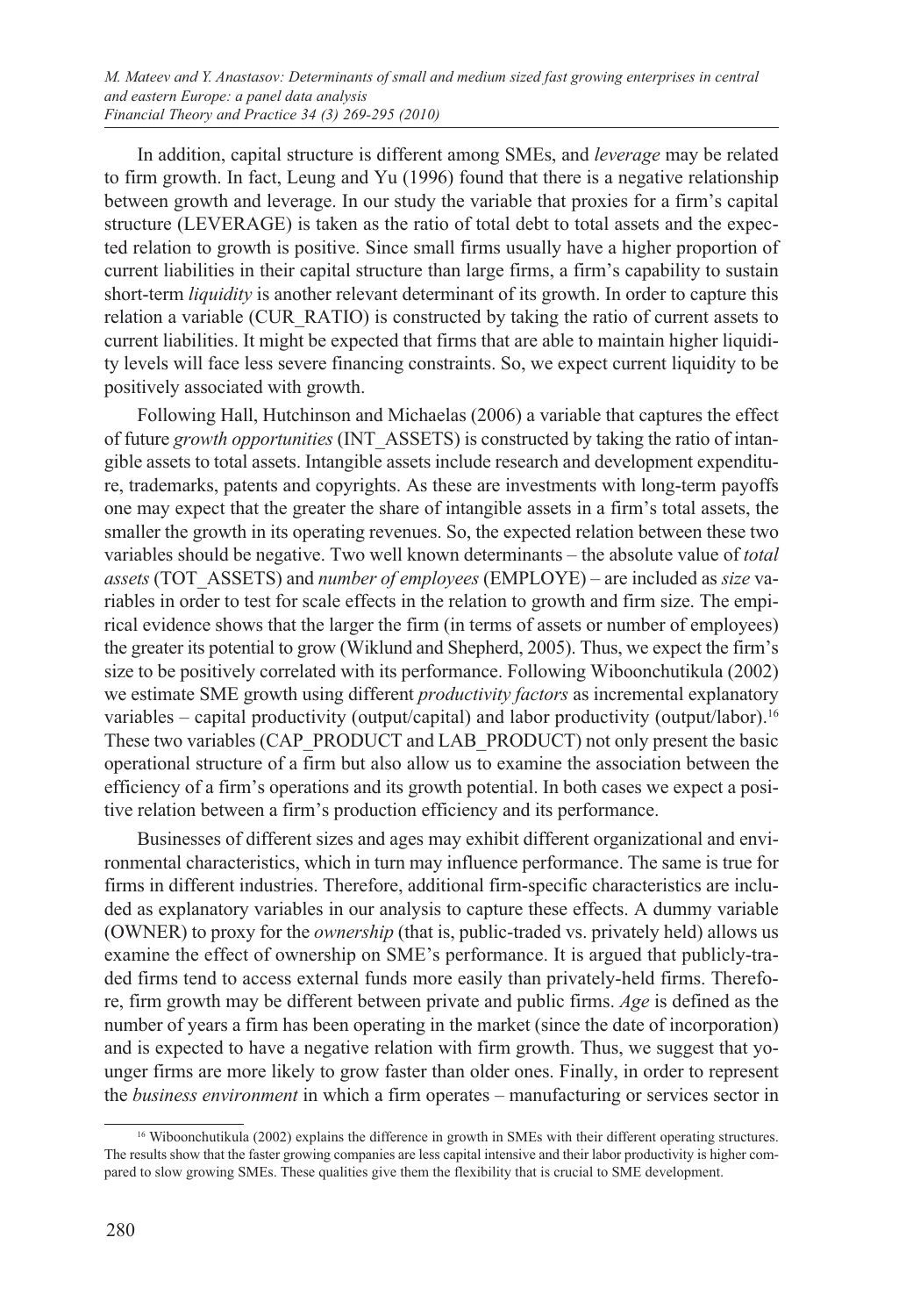In addition, capital structure is different among SMEs, and *leverage* may be related to firm growth. In fact, Leung and Yu (1996) found that there is a negative relationship between growth and leverage. In our study the variable that proxies for a firm's capital structure (LEVERAGE) is taken as the ratio of total debt to total assets and the expected relation to growth is positive. Since small firms usually have a higher proportion of current liabilities in their capital structure than large firms, a firm's capability to sustain short-term *liquidity* is another relevant determinant of its growth. In order to capture this relation a variable (CUR_RATIO) is constructed by taking the ratio of current assets to current liabilities. It might be expected that firms that are able to maintain higher liquidity levels will face less severe financing constraints. So, we expect current liquidity to be positively associated with growth.

Following Hall, Hutchinson and Michaelas (2006) a variable that captures the effect of future *growth opportunities* (INT_ASSETS) is constructed by taking the ratio of intangible assets to total assets. Intangible assets include research and development expenditure, trademarks, patents and copyrights. As these are investments with long-term payoffs one may expect that the greater the share of intangible assets in a firm's total assets, the smaller the growth in its operating revenues. So, the expected relation between these two variables should be negative. Two well known determinants – the absolute value of *total assets* (TOT_ASSETS) and *number of employees* (EMPLOYE) – are included as *size* variables in order to test for scale effects in the relation to growth and firm size. The empirical evidence shows that the larger the firm (in terms of assets or number of employees) the greater its potential to grow (Wiklund and Shepherd, 2005). Thus, we expect the firm's size to be positively correlated with its performance. Following Wiboonchutikula (2002) we estimate SME growth using different *productivity factors* as incremental explanatory variables – capital productivity (output/capital) and labor productivity (output/labor).[16] These two variables (CAP_PRODUCT and LAB_PRODUCT) not only present the basic operational structure of a firm but also allow us to examine the association between the efficiency of a firm's operations and its growth potential. In both cases we expect a positive relation between a firm's production efficiency and its performance.

Businesses of different sizes and ages may exhibit different organizational and environmental characteristics, which in turn may influence performance. The same is true for firms in different industries. Therefore, additional firm-specific characteristics are included as explanatory variables in our analysis to capture these effects. A dummy variable (OWNER) to proxy for the *ownership* (that is, public-traded vs. privately held) allows us examine the effect of ownership on SME's performance. It is argued that publicly-traded firms tend to access external funds more easily than privately-held firms. Therefore, firm growth may be different between private and public firms. *Age* is defined as the number of years a firm has been operating in the market (since the date of incorporation) and is expected to have a negative relation with firm growth. Thus, we suggest that younger firms are more likely to grow faster than older ones. Finally, in order to represent the *business environment* in which a firm operates – manufacturing or services sector in

[16] Wiboonchutikula (2002) explains the difference in growth in SMEs with their different operating structures. The results show that the faster growing companies are less capital intensive and their labor productivity is higher compared to slow growing SMEs. These qualities give them the flexibility that is crucial to SME development.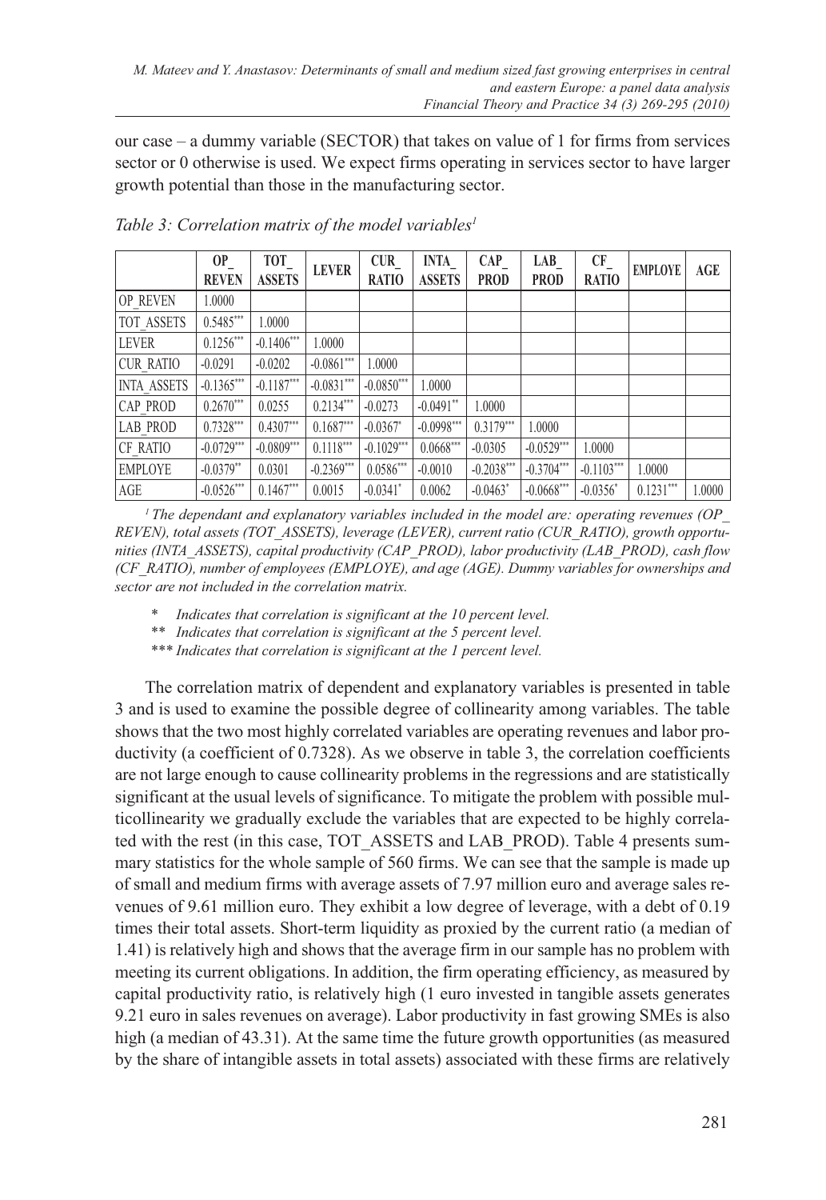our case – a dummy variable (SECTOR) that takes on value of 1 for firms from services sector or 0 otherwise is used. We expect firms operating in services sector to have larger growth potential than those in the manufacturing sector.

*Table 3: Correlation matrix of the model variables*[1]

| | OP_ REVEN | TOT_ ASSETS | LEVER | CUR_ RATIO | INTA_ ASSETS | CAP_ PROD | LAB_ PROD | CF_ RATIO | EMPLOYE | AGE |
|---|---|---|---|---|---|---|---|---|---|---|
| OP_REVEN | 1.0000 | | | | | | | | | |
| TOT_ASSETS | 0.5485*** | 1.0000 | | | | | | | | |
| LEVER | 0.1256*** | -0.1406*** | 1.0000 | | | | | | | |
| CUR_RATIO | -0.0291 | -0.0202 | -0.0861*** | 1.0000 | | | | | | |
| INTA_ASSETS | -0.1365*** | -0.1187*** | -0.0831*** | -0.0850*** | 1.0000 | | | | | |
| CAP_PROD | 0.2670*** | 0.0255 | 0.2134*** | -0.0273 | -0.0491** | 1.0000 | | | | |
| LAB_PROD | 0.7328*** | 0.4307*** | 0.1687*** | -0.0367* | -0.0998*** | 0.3179*** | 1.0000 | | | |
| CF_RATIO | -0.0729*** | -0.0809*** | 0.1118*** | -0.1029*** | 0.0668*** | -0.0305 | -0.0529*** | 1.0000 | | |
| EMPLOYE | -0.0379** | 0.0301 | -0.2369*** | 0.0586*** | -0.0010 | -0.2038*** | -0.3704*** | -0.1103*** | 1.0000 | |
| AGE | -0.0526*** | 0.1467*** | 0.0015 | -0.0341* | 0.0062 | -0.0463* | -0.0668*** | -0.0356* | 0.1231*** | 1.0000 |

*[1] The dependant and explanatory variables included in the model are: operating revenues (OP_REVEN), total assets (TOT_ASSETS), leverage (LEVER), current ratio (CUR_RATIO), growth opportunities (INTA_ASSETS), capital productivity (CAP_PROD), labor productivity (LAB_PROD), cash flow (CF_RATIO), number of employees (EMPLOYE), and age (AGE). Dummy variables for ownerships and sector are not included in the correlation matrix.*

\* *Indicates that correlation is significant at the 10 percent level.*

\*\* *Indicates that correlation is significant at the 5 percent level.*

\*\*\* *Indicates that correlation is significant at the 1 percent level.*

The correlation matrix of dependent and explanatory variables is presented in table 3 and is used to examine the possible degree of collinearity among variables. The table shows that the two most highly correlated variables are operating revenues and labor productivity (a coefficient of 0.7328). As we observe in table 3, the correlation coefficients are not large enough to cause collinearity problems in the regressions and are statistically significant at the usual levels of significance. To mitigate the problem with possible multicollinearity we gradually exclude the variables that are expected to be highly correlated with the rest (in this case, TOT_ASSETS and LAB_PROD). Table 4 presents summary statistics for the whole sample of 560 firms. We can see that the sample is made up of small and medium firms with average assets of 7.97 million euro and average sales revenues of 9.61 million euro. They exhibit a low degree of leverage, with a debt of 0.19 times their total assets. Short-term liquidity as proxied by the current ratio (a median of 1.41) is relatively high and shows that the average firm in our sample has no problem with meeting its current obligations. In addition, the firm operating efficiency, as measured by capital productivity ratio, is relatively high (1 euro invested in tangible assets generates 9.21 euro in sales revenues on average). Labor productivity in fast growing SMEs is also high (a median of 43.31). At the same time the future growth opportunities (as measured by the share of intangible assets in total assets) associated with these firms are relatively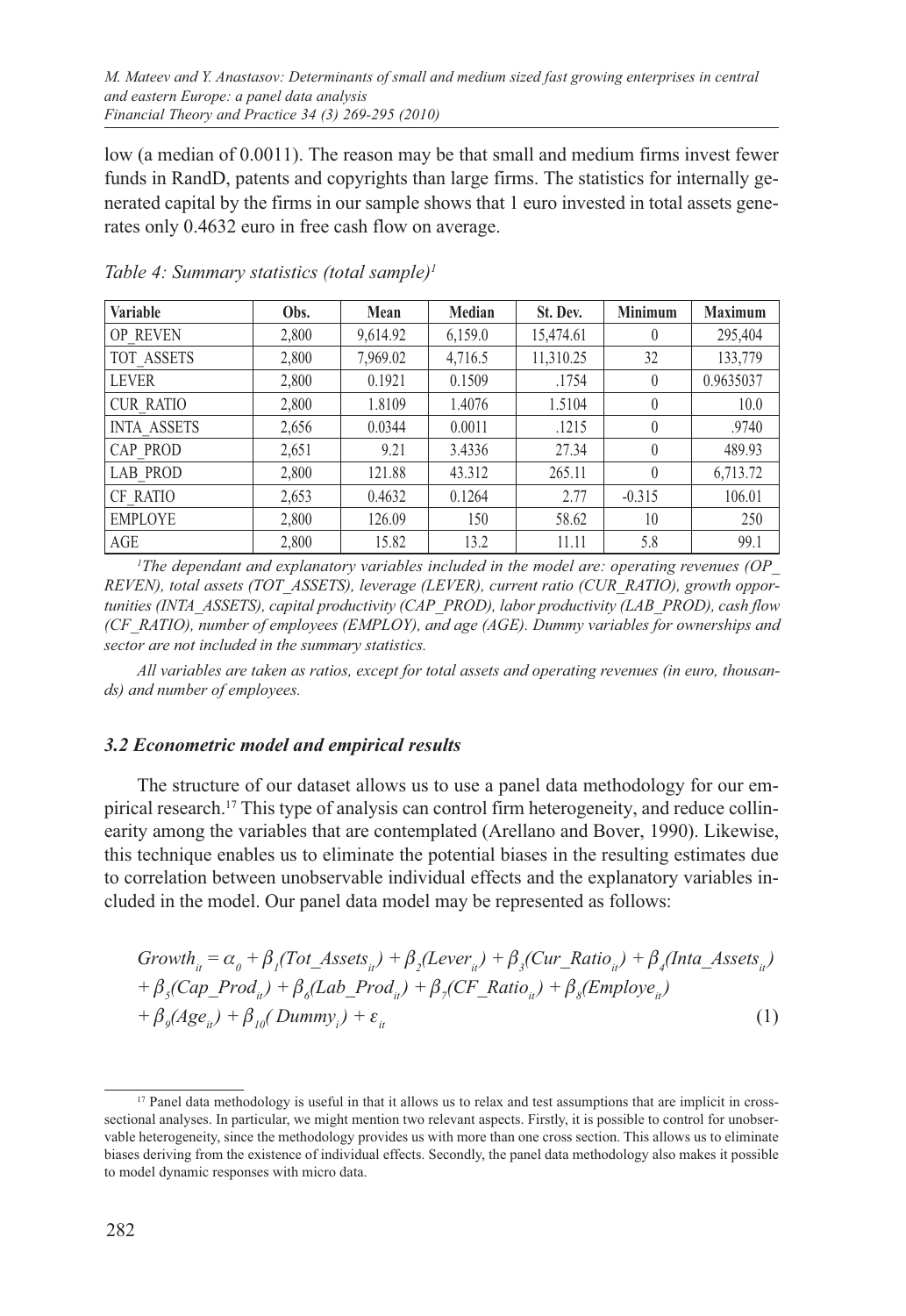low (a median of 0.0011). The reason may be that small and medium firms invest fewer funds in RandD, patents and copyrights than large firms. The statistics for internally generated capital by the firms in our sample shows that 1 euro invested in total assets generates only 0.4632 euro in free cash flow on average.

*Table 4: Summary statistics (total sample)*[1]

| Variable | Obs. | Mean | Median | St. Dev. | Minimum | Maximum |
|---|---|---|---|---|---|---|
| OP_REVEN | 2,800 | 9,614.92 | 6,159.0 | 15,474.61 | 0 | 295,404 |
| TOT_ASSETS | 2,800 | 7,969.02 | 4,716.5 | 11,310.25 | 32 | 133,779 |
| LEVER | 2,800 | 0.1921 | 0.1509 | .1754 | 0 | 0.9635037 |
| CUR_RATIO | 2,800 | 1.8109 | 1.4076 | 1.5104 | 0 | 10.0 |
| INTA_ASSETS | 2,656 | 0.0344 | 0.0011 | .1215 | 0 | .9740 |
| CAP_PROD | 2,651 | 9.21 | 3.4336 | 27.34 | 0 | 489.93 |
| LAB_PROD | 2,800 | 121.88 | 43.312 | 265.11 | 0 | 6,713.72 |
| CF_RATIO | 2,653 | 0.4632 | 0.1264 | 2.77 | -0.315 | 106.01 |
| EMPLOYE | 2,800 | 126.09 | 150 | 58.62 | 10 | 250 |
| AGE | 2,800 | 15.82 | 13.2 | 11.11 | 5.8 | 99.1 |

*[1]The dependant and explanatory variables included in the model are: operating revenues (OP_REVEN), total assets (TOT_ASSETS), leverage (LEVER), current ratio (CUR_RATIO), growth opportunities (INTA_ASSETS), capital productivity (CAP_PROD), labor productivity (LAB_PROD), cash flow (CF_RATIO), number of employees (EMPLOY), and age (AGE). Dummy variables for ownerships and sector are not included in the summary statistics.*

*All variables are taken as ratios, except for total assets and operating revenues (in euro, thousands) and number of employees.*

### 3.2 Econometric model and empirical results

The structure of our dataset allows us to use a panel data methodology for our empirical research.[17] This type of analysis can control firm heterogeneity, and reduce collinearity among the variables that are contemplated (Arellano and Bover, 1990). Likewise, this technique enables us to eliminate the potential biases in the resulting estimates due to correlation between unobservable individual effects and the explanatory variables included in the model. Our panel data model may be represented as follows:

$$Growth_{it} = \alpha_0 + \beta_1(Tot\_Assets_{it}) + \beta_2(Lever_{it}) + \beta_3(Cur\_Ratio_{it}) + \beta_4(Inta\_Assets_{it}) + \beta_5(Cap\_Prod_{it}) + \beta_6(Lab\_Prod_{it}) + \beta_7(CF\_Ratio_{it}) + \beta_8(Employe_{it}) + \beta_9(Age_{it}) + \beta_{10}(Dummy_i) + \varepsilon_{it} \quad (1)$$

[17] Panel data methodology is useful in that it allows us to relax and test assumptions that are implicit in cross-sectional analyses. In particular, we might mention two relevant aspects. Firstly, it is possible to control for unobservable heterogeneity, since the methodology provides us with more than one cross section. This allows us to eliminate biases deriving from the existence of individual effects. Secondly, the panel data methodology also makes it possible to model dynamic responses with micro data.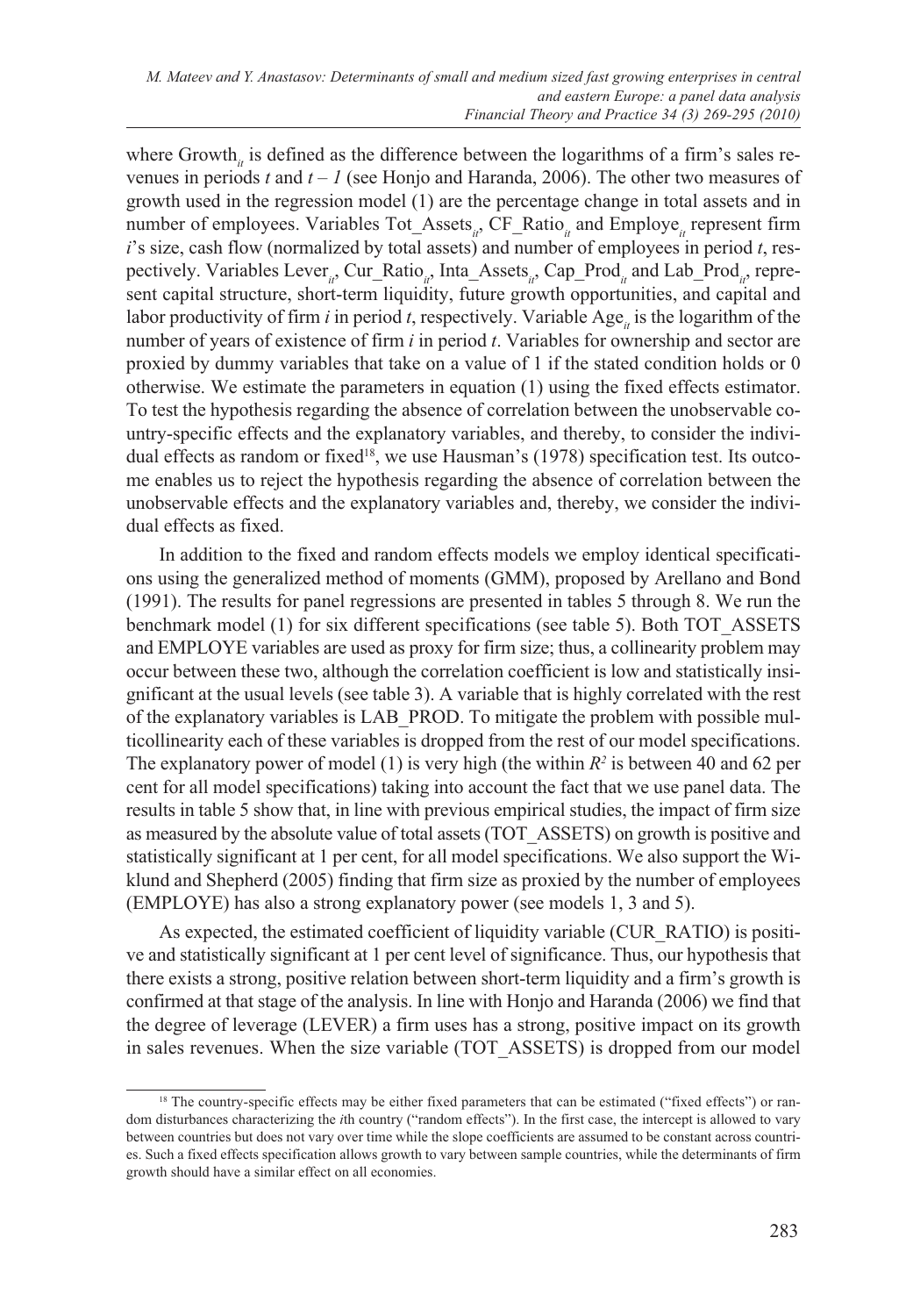where $Growth_{it}$ is defined as the difference between the logarithms of a firm's sales revenues in periods $t$ and $t – 1$ (see Honjo and Haranda, 2006). The other two measures of growth used in the regression model (1) are the percentage change in total assets and in number of employees. Variables $Tot\_Assets_{it}$, $CF\_Ratio_{it}$ and $Employe_{it}$ represent firm $i$'s size, cash flow (normalized by total assets) and number of employees in period $t$, respectively. Variables $Lever_{it}$, $Cur\_Ratio_{it}$, $Inta\_Assets_{it}$, $Cap\_Prod_{it}$ and $Lab\_Prod_{it}$, represent capital structure, short-term liquidity, future growth opportunities, and capital and labor productivity of firm $i$ in period $t$, respectively. Variable $Age_{it}$ is the logarithm of the number of years of existence of firm $i$ in period $t$. Variables for ownership and sector are proxied by dummy variables that take on a value of 1 if the stated condition holds or 0 otherwise. We estimate the parameters in equation (1) using the fixed effects estimator. To test the hypothesis regarding the absence of correlation between the unobservable country-specific effects and the explanatory variables, and thereby, to consider the individual effects as random or fixed[18], we use Hausman's (1978) specification test. Its outcome enables us to reject the hypothesis regarding the absence of correlation between the unobservable effects and the explanatory variables and, thereby, we consider the individual effects as fixed.

In addition to the fixed and random effects models we employ identical specifications using the generalized method of moments (GMM), proposed by Arellano and Bond (1991). The results for panel regressions are presented in tables 5 through 8. We run the benchmark model (1) for six different specifications (see table 5). Both TOT_ASSETS and EMPLOYE variables are used as proxy for firm size; thus, a collinearity problem may occur between these two, although the correlation coefficient is low and statistically insignificant at the usual levels (see table 3). A variable that is highly correlated with the rest of the explanatory variables is LAB_PROD. To mitigate the problem with possible multicollinearity each of these variables is dropped from the rest of our model specifications. The explanatory power of model (1) is very high (the within $R^2$ is between 40 and 62 per cent for all model specifications) taking into account the fact that we use panel data. The results in table 5 show that, in line with previous empirical studies, the impact of firm size as measured by the absolute value of total assets (TOT_ASSETS) on growth is positive and statistically significant at 1 per cent, for all model specifications. We also support the Wiklund and Shepherd (2005) finding that firm size as proxied by the number of employees (EMPLOYE) has also a strong explanatory power (see models 1, 3 and 5).

As expected, the estimated coefficient of liquidity variable (CUR_RATIO) is positive and statistically significant at 1 per cent level of significance. Thus, our hypothesis that there exists a strong, positive relation between short-term liquidity and a firm's growth is confirmed at that stage of the analysis. In line with Honjo and Haranda (2006) we find that the degree of leverage (LEVER) a firm uses has a strong, positive impact on its growth in sales revenues. When the size variable (TOT_ASSETS) is dropped from our model

[18] The country-specific effects may be either fixed parameters that can be estimated ("fixed effects") or random disturbances characterizing the $i$th country ("random effects"). In the first case, the intercept is allowed to vary between countries but does not vary over time while the slope coefficients are assumed to be constant across countries. Such a fixed effects specification allows growth to vary between sample countries, while the determinants of firm growth should have a similar effect on all economies.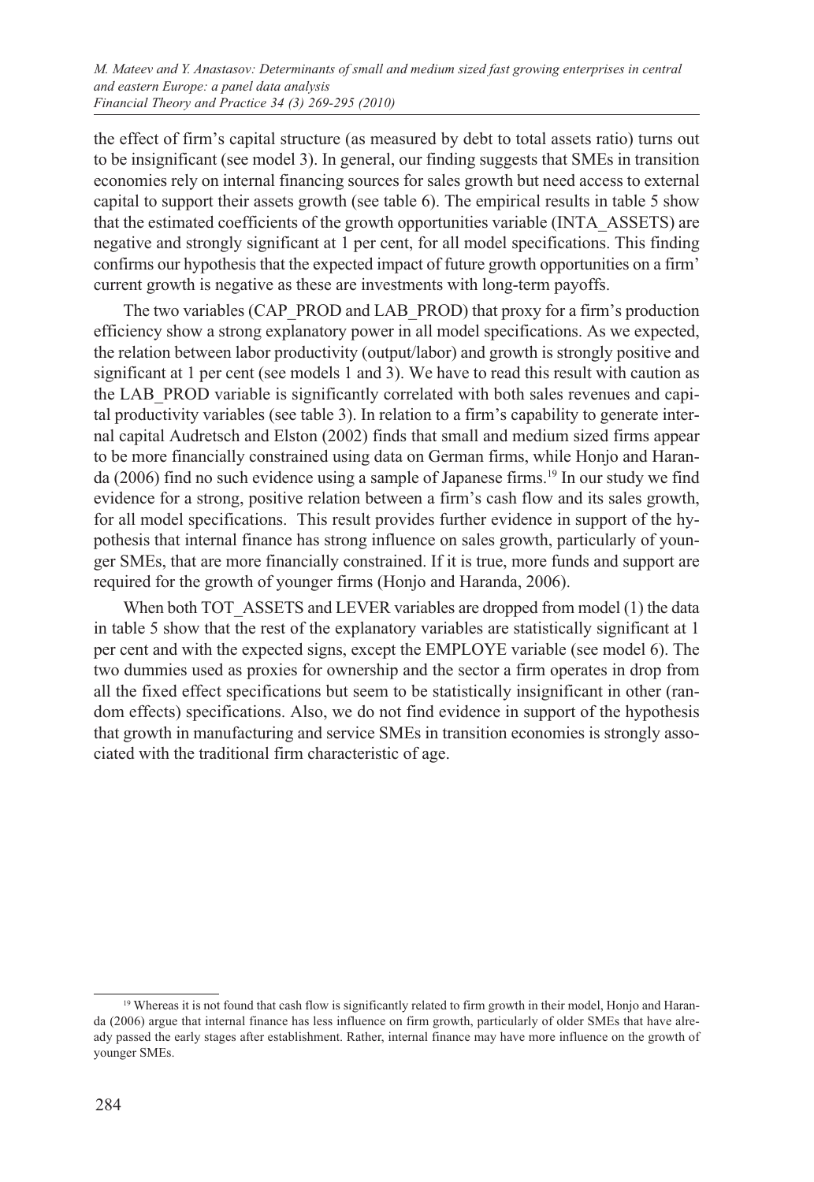the effect of firm's capital structure (as measured by debt to total assets ratio) turns out to be insignificant (see model 3). In general, our finding suggests that SMEs in transition economies rely on internal financing sources for sales growth but need access to external capital to support their assets growth (see table 6). The empirical results in table 5 show that the estimated coefficients of the growth opportunities variable (INTA_ASSETS) are negative and strongly significant at 1 per cent, for all model specifications. This finding confirms our hypothesis that the expected impact of future growth opportunities on a firm' current growth is negative as these are investments with long-term payoffs.

The two variables (CAP_PROD and LAB_PROD) that proxy for a firm's production efficiency show a strong explanatory power in all model specifications. As we expected, the relation between labor productivity (output/labor) and growth is strongly positive and significant at 1 per cent (see models 1 and 3). We have to read this result with caution as the LAB_PROD variable is significantly correlated with both sales revenues and capital productivity variables (see table 3). In relation to a firm's capability to generate internal capital Audretsch and Elston (2002) finds that small and medium sized firms appear to be more financially constrained using data on German firms, while Honjo and Haranda (2006) find no such evidence using a sample of Japanese firms.[19] In our study we find evidence for a strong, positive relation between a firm's cash flow and its sales growth, for all model specifications. This result provides further evidence in support of the hypothesis that internal finance has strong influence on sales growth, particularly of younger SMEs, that are more financially constrained. If it is true, more funds and support are required for the growth of younger firms (Honjo and Haranda, 2006).

When both TOT_ASSETS and LEVER variables are dropped from model (1) the data in table 5 show that the rest of the explanatory variables are statistically significant at 1 per cent and with the expected signs, except the EMPLOYE variable (see model 6). The two dummies used as proxies for ownership and the sector a firm operates in drop from all the fixed effect specifications but seem to be statistically insignificant in other (random effects) specifications. Also, we do not find evidence in support of the hypothesis that growth in manufacturing and service SMEs in transition economies is strongly associated with the traditional firm characteristic of age.

[19] Whereas it is not found that cash flow is significantly related to firm growth in their model, Honjo and Haranda (2006) argue that internal finance has less influence on firm growth, particularly of older SMEs that have already passed the early stages after establishment. Rather, internal finance may have more influence on the growth of younger SMEs.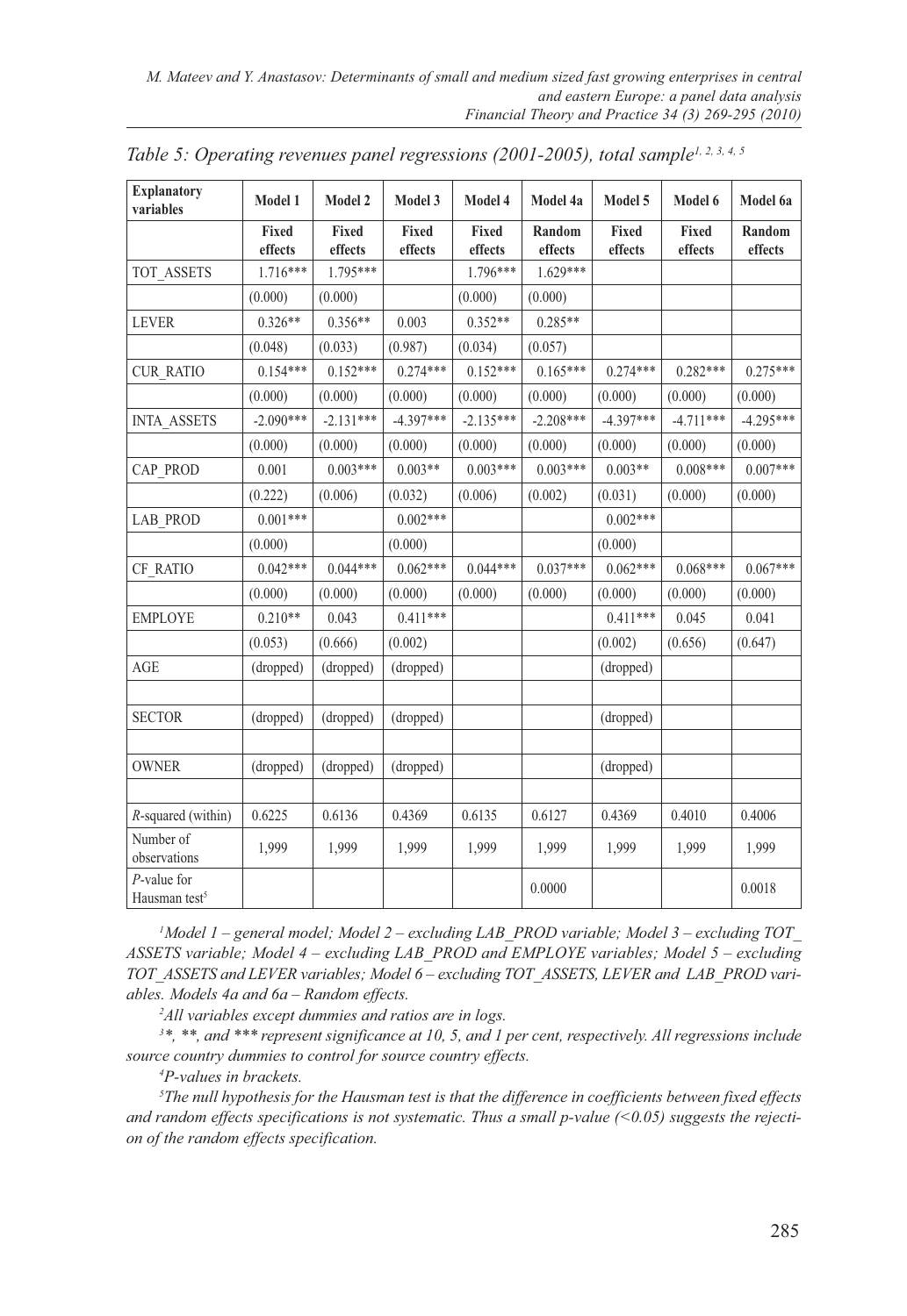*Table 5: Operating revenues panel regressions (2001-2005), total sample*[1, 2, 3, 4, 5]

| Explanatory variables | Model 1 | Model 2 | Model 3 | Model 4 | Model 4a | Model 5 | Model 6 | Model 6a |
|---|---|---|---|---|---|---|---|---|
| | Fixed effects | Fixed effects | Fixed effects | Fixed effects | Random effects | Fixed effects | Fixed effects | Random effects |
| TOT_ASSETS | 1.716*** | 1.795*** | | 1.796*** | 1.629*** | | | |
| | (0.000) | (0.000) | | (0.000) | (0.000) | | | |
| LEVER | 0.326** | 0.356** | 0.003 | 0.352** | 0.285** | | | |
| | (0.048) | (0.033) | (0.987) | (0.034) | (0.057) | | | |
| CUR_RATIO | 0.154*** | 0.152*** | 0.274*** | 0.152*** | 0.165*** | 0.274*** | 0.282*** | 0.275*** |
| | (0.000) | (0.000) | (0.000) | (0.000) | (0.000) | (0.000) | (0.000) | (0.000) |
| INTA_ASSETS | -2.090*** | -2.131*** | -4.397*** | -2.135*** | -2.208*** | -4.397*** | -4.711*** | -4.295*** |
| | (0.000) | (0.000) | (0.000) | (0.000) | (0.000) | (0.000) | (0.000) | (0.000) |
| CAP_PROD | 0.001 | 0.003*** | 0.003** | 0.003*** | 0.003*** | 0.003** | 0.008*** | 0.007*** |
| | (0.222) | (0.006) | (0.032) | (0.006) | (0.002) | (0.031) | (0.000) | (0.000) |
| LAB_PROD | 0.001*** | | 0.002*** | | | 0.002*** | | |
| | (0.000) | | (0.000) | | | (0.000) | | |
| CF_RATIO | 0.042*** | 0.044*** | 0.062*** | 0.044*** | 0.037*** | 0.062*** | 0.068*** | 0.067*** |
| | (0.000) | (0.000) | (0.000) | (0.000) | (0.000) | (0.000) | (0.000) | (0.000) |
| EMPLOYE | 0.210** | 0.043 | 0.411*** | | | 0.411*** | 0.045 | 0.041 |
| | (0.053) | (0.666) | (0.002) | | | (0.002) | (0.656) | (0.647) |
| AGE | (dropped) | (dropped) | (dropped) | | | (dropped) | | |
| | | | | | | | | |
| SECTOR | (dropped) | (dropped) | (dropped) | | | (dropped) | | |
| | | | | | | | | |
| OWNER | (dropped) | (dropped) | (dropped) | | | (dropped) | | |
| | | | | | | | | |
| *R*-squared (within) | 0.6225 | 0.6136 | 0.4369 | 0.6135 | 0.6127 | 0.4369 | 0.4010 | 0.4006 |
| Number of observations | 1,999 | 1,999 | 1,999 | 1,999 | 1,999 | 1,999 | 1,999 | 1,999 |
| *P*-value for Hausman test[5] | | | | | 0.0000 | | | 0.0018 |

*[1]Model 1 – general model; Model 2 – excluding LAB_PROD variable; Model 3 – excluding TOT_ASSETS variable; Model 4 – excluding LAB_PROD and EMPLOYE variables; Model 5 – excluding TOT_ASSETS and LEVER variables; Model 6 – excluding TOT_ASSETS, LEVER and LAB_PROD variables. Models 4a and 6a – Random effects.*

*[2]All variables except dummies and ratios are in logs.*

*[3]*, **, and *** represent significance at 10, 5, and 1 per cent, respectively. All regressions include source country dummies to control for source country effects.*

*[4]P-values in brackets.*

*[5]The null hypothesis for the Hausman test is that the difference in coefficients between fixed effects and random effects specifications is not systematic. Thus a small p-value (<0.05) suggests the rejection of the random effects specification.*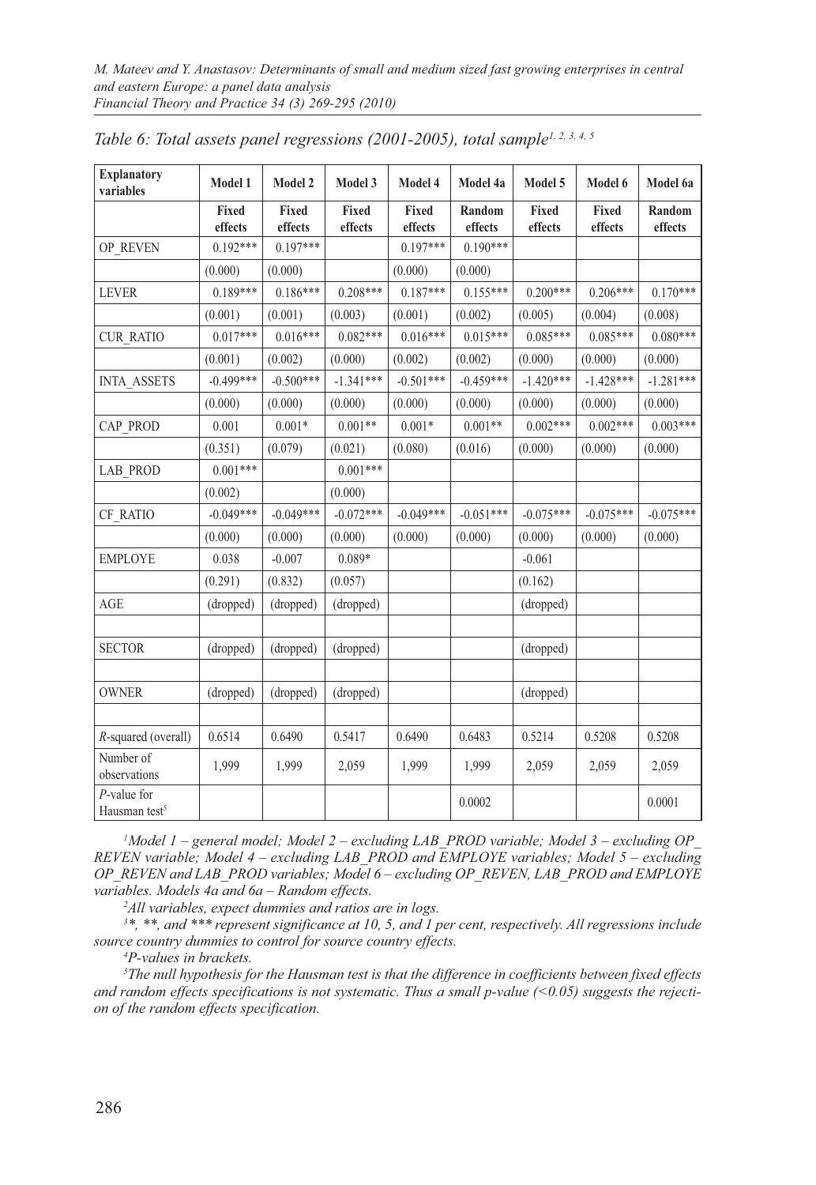*Table 6: Total assets panel regressions (2001-2005), total sample*[1, 2, 3, 4, 5]

| Explanatory variables | Model 1 | Model 2 | Model 3 | Model 4 | Model 4a | Model 5 | Model 6 | Model 6a |
|---|---|---|---|---|---|---|---|---|
| | Fixed effects | Fixed effects | Fixed effects | Fixed effects | Random effects | Fixed effects | Fixed effects | Random effects |
| OP_REVEN | 0.192*** | 0.197*** | | 0.197*** | 0.190*** | | | |
| | (0.000) | (0.000) | | (0.000) | (0.000) | | | |
| LEVER | 0.189*** | 0.186*** | 0.208*** | 0.187*** | 0.155*** | 0.200*** | 0.206*** | 0.170*** |
| | (0.001) | (0.001) | (0.003) | (0.001) | (0.002) | (0.005) | (0.004) | (0.008) |
| CUR_RATIO | 0.017*** | 0.016*** | 0.082*** | 0.016*** | 0.015*** | 0.085*** | 0.085*** | 0.080*** |
| | (0.001) | (0.002) | (0.000) | (0.002) | (0.002) | (0.000) | (0.000) | (0.000) |
| INTA_ASSETS | -0.499*** | -0.500*** | -1.341*** | -0.501*** | -0.459*** | -1.420*** | -1.428*** | -1.281*** |
| | (0.000) | (0.000) | (0.000) | (0.000) | (0.000) | (0.000) | (0.000) | (0.000) |
| CAP_PROD | 0.001 | 0.001* | 0.001** | 0.001* | 0.001** | 0.002*** | 0.002*** | 0.003*** |
| | (0.351) | (0.079) | (0.021) | (0.080) | (0.016) | (0.000) | (0.000) | (0.000) |
| LAB_PROD | 0.001*** | | 0.001*** | | | | | |
| | (0.002) | | (0.000) | | | | | |
| CF_RATIO | -0.049*** | -0.049*** | -0.072*** | -0.049*** | -0.051*** | -0.075*** | -0.075*** | -0.075*** |
| | (0.000) | (0.000) | (0.000) | (0.000) | (0.000) | (0.000) | (0.000) | (0.000) |
| EMPLOYE | 0.038 | -0.007 | 0.089* | | | -0.061 | | |
| | (0.291) | (0.832) | (0.057) | | | (0.162) | | |
| AGE | (dropped) | (dropped) | (dropped) | | | (dropped) | | |
| | | | | | | | | |
| SECTOR | (dropped) | (dropped) | (dropped) | | | (dropped) | | |
| | | | | | | | | |
| OWNER | (dropped) | (dropped) | (dropped) | | | (dropped) | | |
| | | | | | | | | |
| *R*-squared (overall) | 0.6514 | 0.6490 | 0.5417 | 0.6490 | 0.6483 | 0.5214 | 0.5208 | 0.5208 |
| Number of observations | 1,999 | 1,999 | 2,059 | 1,999 | 1,999 | 2,059 | 2,059 | 2,059 |
| *P*-value for Hausman test[5] | | | | | 0.0002 | | | 0.0001 |

*[1]Model 1 – general model; Model 2 – excluding LAB_PROD variable; Model 3 – excluding OP_REVEN variable; Model 4 – excluding LAB_PROD and EMPLOYE variables; Model 5 – excluding OP_REVEN and LAB_PROD variables; Model 6 – excluding OP_REVEN, LAB_PROD and EMPLOYE variables. Models 4a and 6a – Random effects.*

*[2]All variables, expect dummies and ratios are in logs.*

*[3]*, **, and *** represent significance at 10, 5, and 1 per cent, respectively. All regressions include source country dummies to control for source country effects.*

*[4]P-values in brackets.*

*[5]The null hypothesis for the Hausman test is that the difference in coefficients between fixed effects and random effects specifications is not systematic. Thus a small p-value (<0.05) suggests the rejection of the random effects specification.*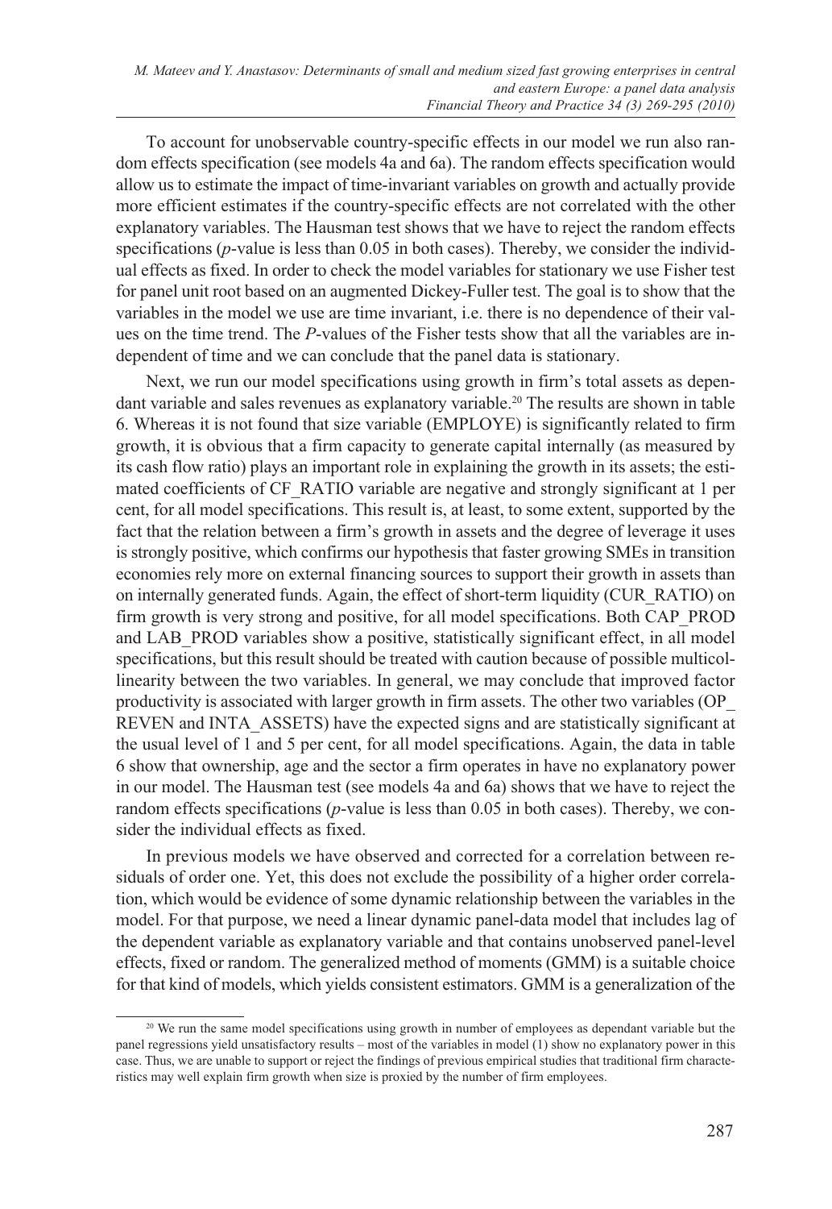To account for unobservable country-specific effects in our model we run also random effects specification (see models 4a and 6a). The random effects specification would allow us to estimate the impact of time-invariant variables on growth and actually provide more efficient estimates if the country-specific effects are not correlated with the other explanatory variables. The Hausman test shows that we have to reject the random effects specifications (*p*-value is less than 0.05 in both cases). Thereby, we consider the individual effects as fixed. In order to check the model variables for stationary we use Fisher test for panel unit root based on an augmented Dickey-Fuller test. The goal is to show that the variables in the model we use are time invariant, i.e. there is no dependence of their values on the time trend. The *P*-values of the Fisher tests show that all the variables are independent of time and we can conclude that the panel data is stationary.

Next, we run our model specifications using growth in firm's total assets as dependant variable and sales revenues as explanatory variable.[20] The results are shown in table 6. Whereas it is not found that size variable (EMPLOYE) is significantly related to firm growth, it is obvious that a firm capacity to generate capital internally (as measured by its cash flow ratio) plays an important role in explaining the growth in its assets; the estimated coefficients of CF_RATIO variable are negative and strongly significant at 1 per cent, for all model specifications. This result is, at least, to some extent, supported by the fact that the relation between a firm's growth in assets and the degree of leverage it uses is strongly positive, which confirms our hypothesis that faster growing SMEs in transition economies rely more on external financing sources to support their growth in assets than on internally generated funds. Again, the effect of short-term liquidity (CUR_RATIO) on firm growth is very strong and positive, for all model specifications. Both CAP_PROD and LAB_PROD variables show a positive, statistically significant effect, in all model specifications, but this result should be treated with caution because of possible multicollinearity between the two variables. In general, we may conclude that improved factor productivity is associated with larger growth in firm assets. The other two variables (OP_REVEN and INTA_ASSETS) have the expected signs and are statistically significant at the usual level of 1 and 5 per cent, for all model specifications. Again, the data in table 6 show that ownership, age and the sector a firm operates in have no explanatory power in our model. The Hausman test (see models 4a and 6a) shows that we have to reject the random effects specifications (*p*-value is less than 0.05 in both cases). Thereby, we consider the individual effects as fixed.

In previous models we have observed and corrected for a correlation between residuals of order one. Yet, this does not exclude the possibility of a higher order correlation, which would be evidence of some dynamic relationship between the variables in the model. For that purpose, we need a linear dynamic panel-data model that includes lag of the dependent variable as explanatory variable and that contains unobserved panel-level effects, fixed or random. The generalized method of moments (GMM) is a suitable choice for that kind of models, which yields consistent estimators. GMM is a generalization of the

---

[20] We run the same model specifications using growth in number of employees as dependant variable but the panel regressions yield unsatisfactory results – most of the variables in model (1) show no explanatory power in this case. Thus, we are unable to support or reject the findings of previous empirical studies that traditional firm characteristics may well explain firm growth when size is proxied by the number of firm employees.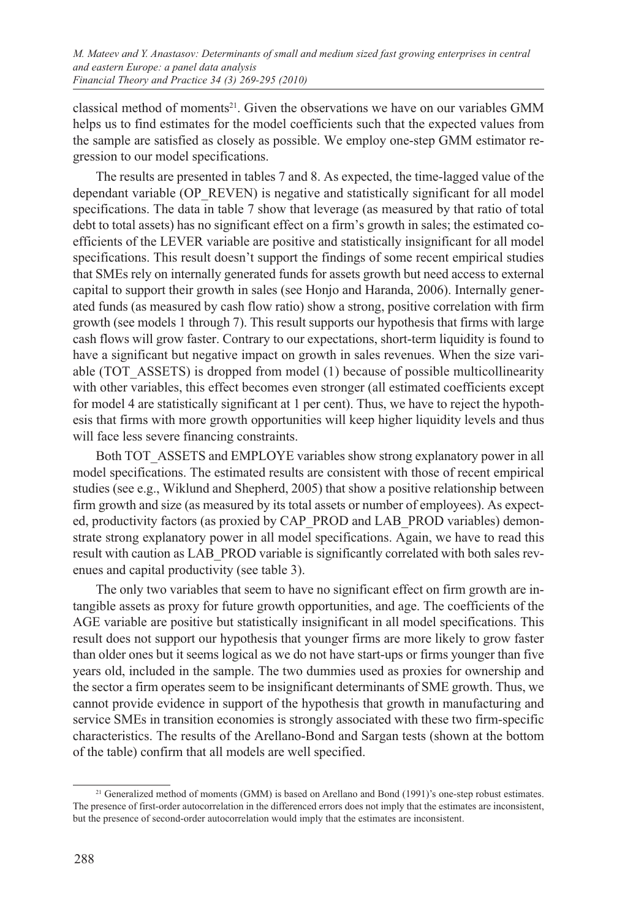classical method of moments[21]. Given the observations we have on our variables GMM helps us to find estimates for the model coefficients such that the expected values from the sample are satisfied as closely as possible. We employ one-step GMM estimator regression to our model specifications.

The results are presented in tables 7 and 8. As expected, the time-lagged value of the dependant variable (OP_REVEN) is negative and statistically significant for all model specifications. The data in table 7 show that leverage (as measured by that ratio of total debt to total assets) has no significant effect on a firm's growth in sales; the estimated coefficients of the LEVER variable are positive and statistically insignificant for all model specifications. This result doesn't support the findings of some recent empirical studies that SMEs rely on internally generated funds for assets growth but need access to external capital to support their growth in sales (see Honjo and Haranda, 2006). Internally generated funds (as measured by cash flow ratio) show a strong, positive correlation with firm growth (see models 1 through 7). This result supports our hypothesis that firms with large cash flows will grow faster. Contrary to our expectations, short-term liquidity is found to have a significant but negative impact on growth in sales revenues. When the size variable (TOT_ASSETS) is dropped from model (1) because of possible multicollinearity with other variables, this effect becomes even stronger (all estimated coefficients except for model 4 are statistically significant at 1 per cent). Thus, we have to reject the hypothesis that firms with more growth opportunities will keep higher liquidity levels and thus will face less severe financing constraints.

Both TOT_ASSETS and EMPLOYE variables show strong explanatory power in all model specifications. The estimated results are consistent with those of recent empirical studies (see e.g., Wiklund and Shepherd, 2005) that show a positive relationship between firm growth and size (as measured by its total assets or number of employees). As expected, productivity factors (as proxied by CAP_PROD and LAB_PROD variables) demonstrate strong explanatory power in all model specifications. Again, we have to read this result with caution as LAB_PROD variable is significantly correlated with both sales revenues and capital productivity (see table 3).

The only two variables that seem to have no significant effect on firm growth are intangible assets as proxy for future growth opportunities, and age. The coefficients of the AGE variable are positive but statistically insignificant in all model specifications. This result does not support our hypothesis that younger firms are more likely to grow faster than older ones but it seems logical as we do not have start-ups or firms younger than five years old, included in the sample. The two dummies used as proxies for ownership and the sector a firm operates seem to be insignificant determinants of SME growth. Thus, we cannot provide evidence in support of the hypothesis that growth in manufacturing and service SMEs in transition economies is strongly associated with these two firm-specific characteristics. The results of the Arellano-Bond and Sargan tests (shown at the bottom of the table) confirm that all models are well specified.

---

[21] Generalized method of moments (GMM) is based on Arellano and Bond (1991)'s one-step robust estimates. The presence of first-order autocorrelation in the differenced errors does not imply that the estimates are inconsistent, but the presence of second-order autocorrelation would imply that the estimates are inconsistent.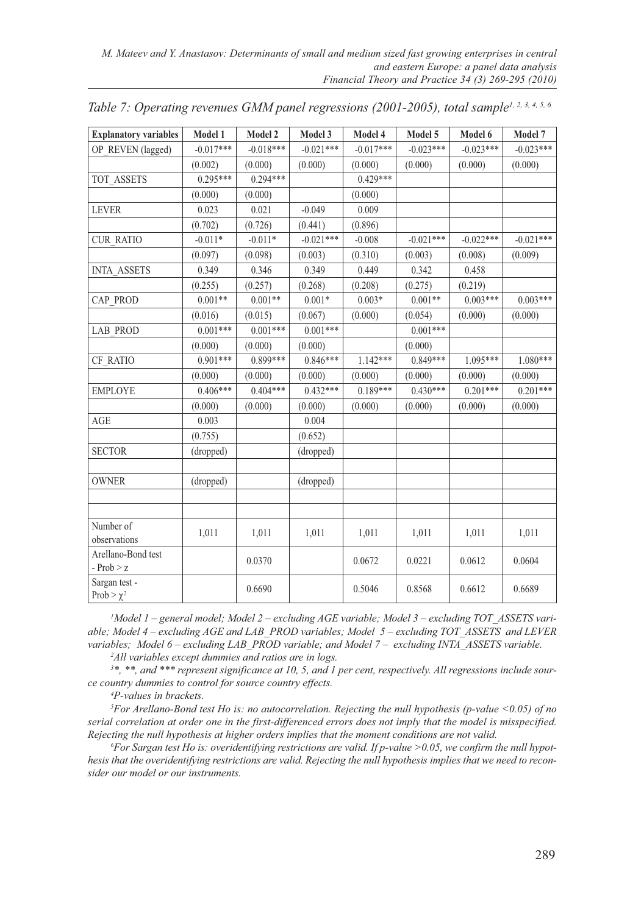*Table 7: Operating revenues GMM panel regressions (2001-2005), total sample[1, 2, 3, 4, 5, 6]*

| Explanatory variables | Model 1 | Model 2 | Model 3 | Model 4 | Model 5 | Model 6 | Model 7 |
|---|---|---|---|---|---|---|---|
| OP_REVEN (lagged) | -0.017*** | -0.018*** | -0.021*** | -0.017*** | -0.023*** | -0.023*** | -0.023*** |
| | (0.002) | (0.000) | (0.000) | (0.000) | (0.000) | (0.000) | (0.000) |
| TOT_ASSETS | 0.295*** | 0.294*** | | 0.429*** | | | |
| | (0.000) | (0.000) | | (0.000) | | | |
| LEVER | 0.023 | 0.021 | -0.049 | 0.009 | | | |
| | (0.702) | (0.726) | (0.441) | (0.896) | | | |
| CUR_RATIO | -0.011* | -0.011* | -0.021*** | -0.008 | -0.021*** | -0.022*** | -0.021*** |
| | (0.097) | (0.098) | (0.003) | (0.310) | (0.003) | (0.008) | (0.009) |
| INTA_ASSETS | 0.349 | 0.346 | 0.349 | 0.449 | 0.342 | 0.458 | |
| | (0.255) | (0.257) | (0.268) | (0.208) | (0.275) | (0.219) | |
| CAP_PROD | 0.001** | 0.001** | 0.001* | 0.003* | 0.001** | 0.003*** | 0.003*** |
| | (0.016) | (0.015) | (0.067) | (0.000) | (0.054) | (0.000) | (0.000) |
| LAB_PROD | 0.001*** | 0.001*** | 0.001*** | | 0.001*** | | |
| | (0.000) | (0.000) | (0.000) | | (0.000) | | |
| CF_RATIO | 0.901*** | 0.899*** | 0.846*** | 1.142*** | 0.849*** | 1.095*** | 1.080*** |
| | (0.000) | (0.000) | (0.000) | (0.000) | (0.000) | (0.000) | (0.000) |
| EMPLOYE | 0.406*** | 0.404*** | 0.432*** | 0.189*** | 0.430*** | 0.201*** | 0.201*** |
| | (0.000) | (0.000) | (0.000) | (0.000) | (0.000) | (0.000) | (0.000) |
| AGE | 0.003 | | 0.004 | | | | |
| | (0.755) | | (0.652) | | | | |
| SECTOR | (dropped) | | (dropped) | | | | |
| | | | | | | | |
| OWNER | (dropped) | | (dropped) | | | | |
| | | | | | | | |
| | | | | | | | |
| Number of observations | 1,011 | 1,011 | 1,011 | 1,011 | 1,011 | 1,011 | 1,011 |
| Arellano-Bond test - Prob > z | | 0.0370 | | 0.0672 | 0.0221 | 0.0612 | 0.0604 |
| Sargan test - Prob > $\chi^2$ | | 0.6690 | | 0.5046 | 0.8568 | 0.6612 | 0.6689 |

*[1]Model 1 – general model; Model 2 – excluding AGE variable; Model 3 – excluding TOT_ASSETS variable; Model 4 – excluding AGE and LAB_PROD variables; Model 5 – excluding TOT_ASSETS and LEVER variables; Model 6 – excluding LAB_PROD variable; and Model 7 – excluding INTA_ASSETS variable.*

*[2]All variables except dummies and ratios are in logs.*

*[3]*, **, and *** represent significance at 10, 5, and 1 per cent, respectively. All regressions include source country dummies to control for source country effects.*

*[4]P-values in brackets.*

*[5]For Arellano-Bond test Ho is: no autocorrelation. Rejecting the null hypothesis (p-value <0.05) of no serial correlation at order one in the first-differenced errors does not imply that the model is misspecified. Rejecting the null hypothesis at higher orders implies that the moment conditions are not valid.*

*[6]For Sargan test Ho is: overidentifying restrictions are valid. If p-value >0.05, we confirm the null hypothesis that the overidentifying restrictions are valid. Rejecting the null hypothesis implies that we need to reconsider our model or our instruments.*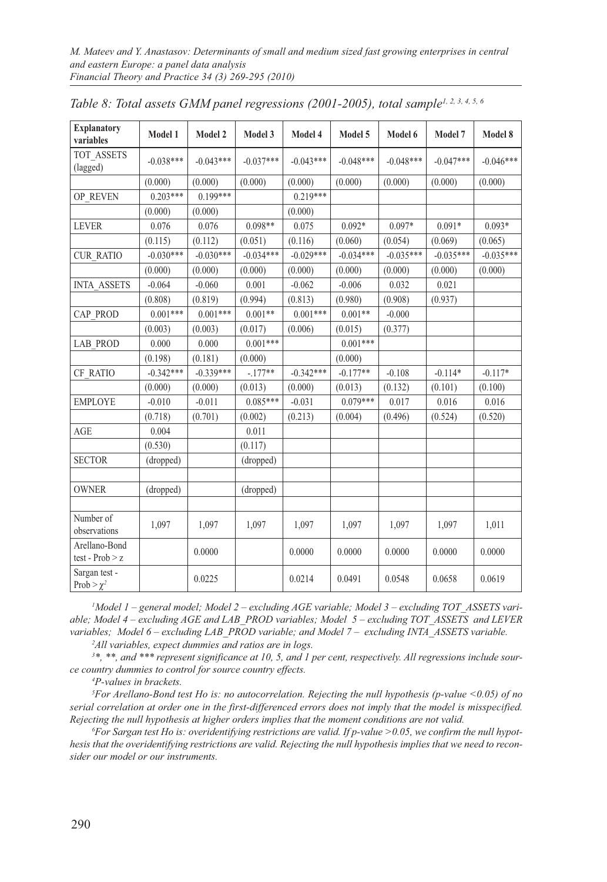*Table 8: Total assets GMM panel regressions (2001-2005), total sample[1, 2, 3, 4, 5, 6]*

| Explanatory variables | Model 1 | Model 2 | Model 3 | Model 4 | Model 5 | Model 6 | Model 7 | Model 8 |
|---|---|---|---|---|---|---|---|---|
| TOT_ASSETS (lagged) | -0.038*** | -0.043*** | -0.037*** | -0.043*** | -0.048*** | -0.048*** | -0.047*** | -0.046*** |
| | (0.000) | (0.000) | (0.000) | (0.000) | (0.000) | (0.000) | (0.000) | (0.000) |
| OP_REVEN | 0.203*** | 0.199*** | | 0.219*** | | | | |
| | (0.000) | (0.000) | | (0.000) | | | | |
| LEVER | 0.076 | 0.076 | 0.098** | 0.075 | 0.092* | 0.097* | 0.091* | 0.093* |
| | (0.115) | (0.112) | (0.051) | (0.116) | (0.060) | (0.054) | (0.069) | (0.065) |
| CUR_RATIO | -0.030*** | -0.030*** | -0.034*** | -0.029*** | -0.034*** | -0.035*** | -0.035*** | -0.035*** |
| | (0.000) | (0.000) | (0.000) | (0.000) | (0.000) | (0.000) | (0.000) | (0.000) |
| INTA_ASSETS | -0.064 | -0.060 | 0.001 | -0.062 | -0.006 | 0.032 | 0.021 | |
| | (0.808) | (0.819) | (0.994) | (0.813) | (0.980) | (0.908) | (0.937) | |
| CAP_PROD | 0.001*** | 0.001*** | 0.001** | 0.001*** | 0.001** | -0.000 | | |
| | (0.003) | (0.003) | (0.017) | (0.006) | (0.015) | (0.377) | | |
| LAB_PROD | 0.000 | 0.000 | 0.001*** | | 0.001*** | | | |
| | (0.198) | (0.181) | (0.000) | | (0.000) | | | |
| CF_RATIO | -0.342*** | -0.339*** | -.177** | -0.342*** | -0.177** | -0.108 | -0.114* | -0.117* |
| | (0.000) | (0.000) | (0.013) | (0.000) | (0.013) | (0.132) | (0.101) | (0.100) |
| EMPLOYE | -0.010 | -0.011 | 0.085*** | -0.031 | 0.079*** | 0.017 | 0.016 | 0.016 |
| | (0.718) | (0.701) | (0.002) | (0.213) | (0.004) | (0.496) | (0.524) | (0.520) |
| AGE | 0.004 | | 0.011 | | | | | |
| | (0.530) | | (0.117) | | | | | |
| SECTOR | (dropped) | | (dropped) | | | | | |
| | | | | | | | | |
| OWNER | (dropped) | | (dropped) | | | | | |
| | | | | | | | | |
| Number of observations | 1,097 | 1,097 | 1,097 | 1,097 | 1,097 | 1,097 | 1,097 | 1,011 |
| Arellano-Bond test - Prob > z | | 0.0000 | | 0.0000 | 0.0000 | 0.0000 | 0.0000 | 0.0000 |
| Sargan test - Prob > $\chi^2$ | | 0.0225 | | 0.0214 | 0.0491 | 0.0548 | 0.0658 | 0.0619 |

*[1]Model 1 – general model; Model 2 – excluding AGE variable; Model 3 – excluding TOT_ASSETS variable; Model 4 – excluding AGE and LAB_PROD variables; Model 5 – excluding TOT_ASSETS and LEVER variables; Model 6 – excluding LAB_PROD variable; and Model 7 – excluding INTA_ASSETS variable.*

*[2]All variables, expect dummies and ratios are in logs.*

*[3]*, **, and *** represent significance at 10, 5, and 1 per cent, respectively. All regressions include source country dummies to control for source country effects.*

*[4]P-values in brackets.*

*[5]For Arellano-Bond test Ho is: no autocorrelation. Rejecting the null hypothesis (p-value <0.05) of no serial correlation at order one in the first-differenced errors does not imply that the model is misspecified. Rejecting the null hypothesis at higher orders implies that the moment conditions are not valid.*

*[6]For Sargan test Ho is: overidentifying restrictions are valid. If p-value >0.05, we confirm the null hypothesis that the overidentifying restrictions are valid. Rejecting the null hypothesis implies that we need to reconsider our model or our instruments.*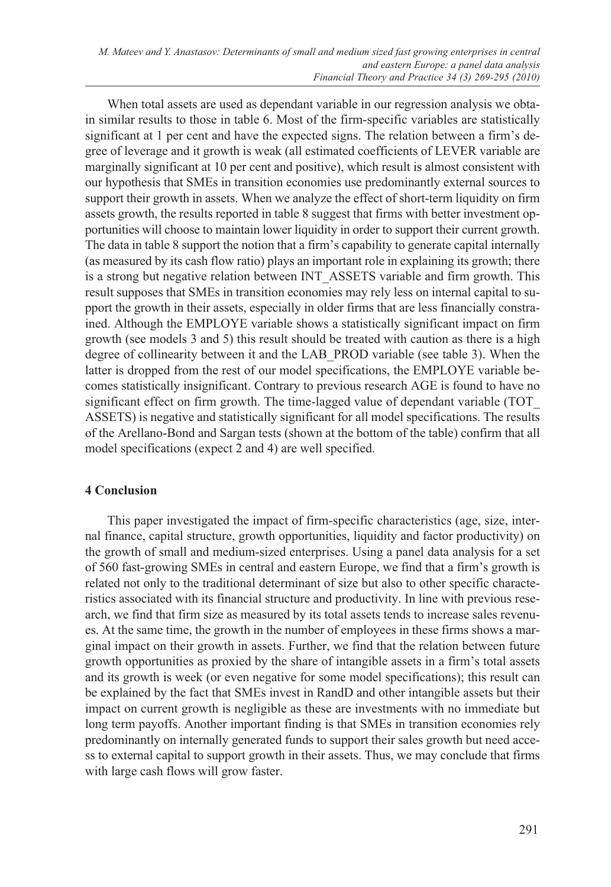When total assets are used as dependant variable in our regression analysis we obtain similar results to those in table 6. Most of the firm-specific variables are statistically significant at 1 per cent and have the expected signs. The relation between a firm's degree of leverage and it growth is weak (all estimated coefficients of LEVER variable are marginally significant at 10 per cent and positive), which result is almost consistent with our hypothesis that SMEs in transition economies use predominantly external sources to support their growth in assets. When we analyze the effect of short-term liquidity on firm assets growth, the results reported in table 8 suggest that firms with better investment opportunities will choose to maintain lower liquidity in order to support their current growth. The data in table 8 support the notion that a firm's capability to generate capital internally (as measured by its cash flow ratio) plays an important role in explaining its growth; there is a strong but negative relation between INT_ASSETS variable and firm growth. This result supposes that SMEs in transition economies may rely less on internal capital to support the growth in their assets, especially in older firms that are less financially constrained. Although the EMPLOYE variable shows a statistically significant impact on firm growth (see models 3 and 5) this result should be treated with caution as there is a high degree of collinearity between it and the LAB_PROD variable (see table 3). When the latter is dropped from the rest of our model specifications, the EMPLOYE variable becomes statistically insignificant. Contrary to previous research AGE is found to have no significant effect on firm growth. The time-lagged value of dependant variable (TOT_ASSETS) is negative and statistically significant for all model specifications. The results of the Arellano-Bond and Sargan tests (shown at the bottom of the table) confirm that all model specifications (expect 2 and 4) are well specified.

## 4 Conclusion

This paper investigated the impact of firm-specific characteristics (age, size, internal finance, capital structure, growth opportunities, liquidity and factor productivity) on the growth of small and medium-sized enterprises. Using a panel data analysis for a set of 560 fast-growing SMEs in central and eastern Europe, we find that a firm's growth is related not only to the traditional determinant of size but also to other specific characteristics associated with its financial structure and productivity. In line with previous research, we find that firm size as measured by its total assets tends to increase sales revenues. At the same time, the growth in the number of employees in these firms shows a marginal impact on their growth in assets. Further, we find that the relation between future growth opportunities as proxied by the share of intangible assets in a firm's total assets and its growth is week (or even negative for some model specifications); this result can be explained by the fact that SMEs invest in RandD and other intangible assets but their impact on current growth is negligible as these are investments with no immediate but long term payoffs. Another important finding is that SMEs in transition economies rely predominantly on internally generated funds to support their sales growth but need access to external capital to support growth in their assets. Thus, we may conclude that firms with large cash flows will grow faster.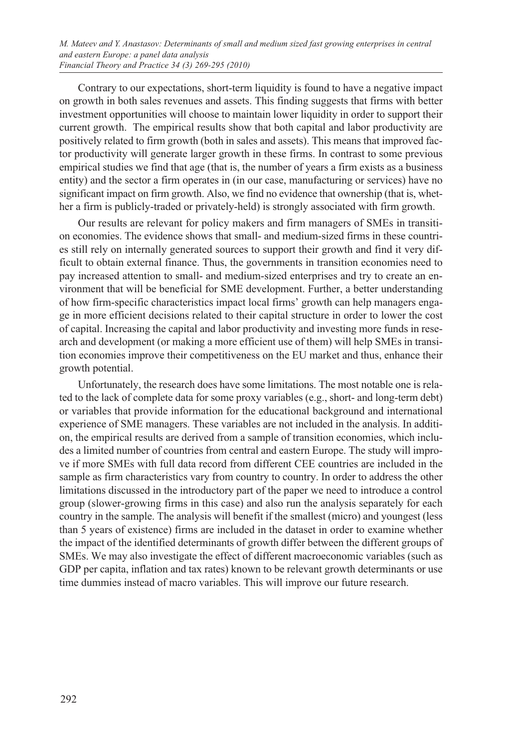Contrary to our expectations, short-term liquidity is found to have a negative impact on growth in both sales revenues and assets. This finding suggests that firms with better investment opportunities will choose to maintain lower liquidity in order to support their current growth. The empirical results show that both capital and labor productivity are positively related to firm growth (both in sales and assets). This means that improved factor productivity will generate larger growth in these firms. In contrast to some previous empirical studies we find that age (that is, the number of years a firm exists as a business entity) and the sector a firm operates in (in our case, manufacturing or services) have no significant impact on firm growth. Also, we find no evidence that ownership (that is, whether a firm is publicly-traded or privately-held) is strongly associated with firm growth.

Our results are relevant for policy makers and firm managers of SMEs in transition economies. The evidence shows that small- and medium-sized firms in these countries still rely on internally generated sources to support their growth and find it very difficult to obtain external finance. Thus, the governments in transition economies need to pay increased attention to small- and medium-sized enterprises and try to create an environment that will be beneficial for SME development. Further, a better understanding of how firm-specific characteristics impact local firms' growth can help managers engage in more efficient decisions related to their capital structure in order to lower the cost of capital. Increasing the capital and labor productivity and investing more funds in research and development (or making a more efficient use of them) will help SMEs in transition economies improve their competitiveness on the EU market and thus, enhance their growth potential.

Unfortunately, the research does have some limitations. The most notable one is related to the lack of complete data for some proxy variables (e.g., short- and long-term debt) or variables that provide information for the educational background and international experience of SME managers. These variables are not included in the analysis. In addition, the empirical results are derived from a sample of transition economies, which includes a limited number of countries from central and eastern Europe. The study will improve if more SMEs with full data record from different CEE countries are included in the sample as firm characteristics vary from country to country. In order to address the other limitations discussed in the introductory part of the paper we need to introduce a control group (slower-growing firms in this case) and also run the analysis separately for each country in the sample. The analysis will benefit if the smallest (micro) and youngest (less than 5 years of existence) firms are included in the dataset in order to examine whether the impact of the identified determinants of growth differ between the different groups of SMEs. We may also investigate the effect of different macroeconomic variables (such as GDP per capita, inflation and tax rates) known to be relevant growth determinants or use time dummies instead of macro variables. This will improve our future research.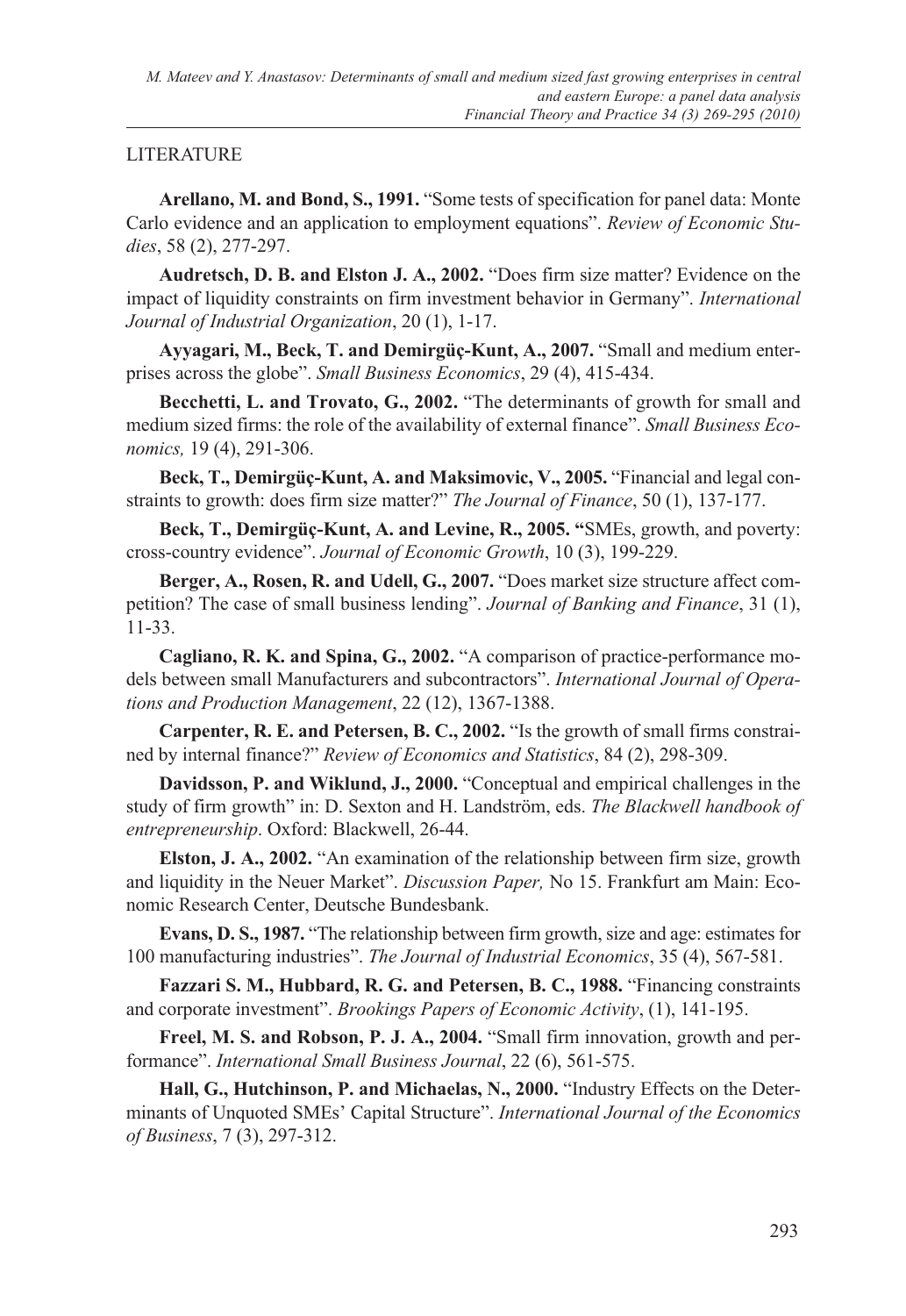LITERATURE

**Arellano, M. and Bond, S., 1991.** "Some tests of specification for panel data: Monte Carlo evidence and an application to employment equations". *Review of Economic Studies*, 58 (2), 277-297.

**Audretsch, D. B. and Elston J. A., 2002.** "Does firm size matter? Evidence on the impact of liquidity constraints on firm investment behavior in Germany". *International Journal of Industrial Organization*, 20 (1), 1-17.

**Ayyagari, M., Beck, T. and Demirgüç-Kunt, A., 2007.** "Small and medium enterprises across the globe". *Small Business Economics*, 29 (4), 415-434.

**Becchetti, L. and Trovato, G., 2002.** "The determinants of growth for small and medium sized firms: the role of the availability of external finance". *Small Business Economics,* 19 (4), 291-306.

**Beck, T., Demirgüç-Kunt, A. and Maksimovic, V., 2005.** "Financial and legal constraints to growth: does firm size matter?" *The Journal of Finance*, 50 (1), 137-177.

**Beck, T., Demirgüç-Kunt, A. and Levine, R., 2005. "**SMEs, growth, and poverty: cross-country evidence". *Journal of Economic Growth*, 10 (3), 199-229.

**Berger, A., Rosen, R. and Udell, G., 2007.** "Does market size structure affect competition? The case of small business lending". *Journal of Banking and Finance*, 31 (1), 11-33.

**Cagliano, R. K. and Spina, G., 2002.** "A comparison of practice-performance models between small Manufacturers and subcontractors". *International Journal of Operations and Production Management*, 22 (12), 1367-1388.

**Carpenter, R. E. and Petersen, B. C., 2002.** "Is the growth of small firms constrained by internal finance?" *Review of Economics and Statistics*, 84 (2), 298-309.

**Davidsson, P. and Wiklund, J., 2000.** "Conceptual and empirical challenges in the study of firm growth" in: D. Sexton and H. Landström, eds. *The Blackwell handbook of entrepreneurship*. Oxford: Blackwell, 26-44.

**Elston, J. A., 2002.** "An examination of the relationship between firm size, growth and liquidity in the Neuer Market". *Discussion Paper,* No 15. Frankfurt am Main: Economic Research Center, Deutsche Bundesbank.

**Evans, D. S., 1987.** "The relationship between firm growth, size and age: estimates for 100 manufacturing industries". *The Journal of Industrial Economics*, 35 (4), 567-581.

**Fazzari S. M., Hubbard, R. G. and Petersen, B. C., 1988.** "Financing constraints and corporate investment". *Brookings Papers of Economic Activity*, (1), 141-195.

**Freel, M. S. and Robson, P. J. A., 2004.** "Small firm innovation, growth and performance". *International Small Business Journal*, 22 (6), 561-575.

**Hall, G., Hutchinson, P. and Michaelas, N., 2000.** "Industry Effects on the Determinants of Unquoted SMEs' Capital Structure". *International Journal of the Economics of Business*, 7 (3), 297-312.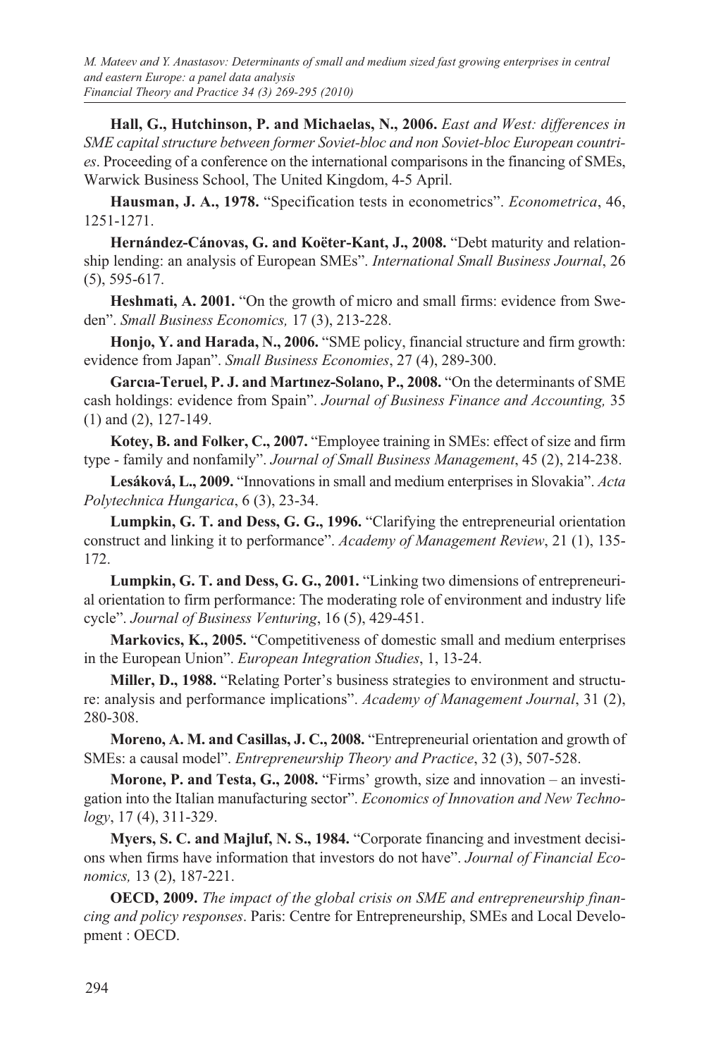**Hall, G., Hutchinson, P. and Michaelas, N., 2006.** *East and West: differences in SME capital structure between former Soviet-bloc and non Soviet-bloc European countries*. Proceeding of a conference on the international comparisons in the financing of SMEs, Warwick Business School, The United Kingdom, 4-5 April.

**Hausman, J. A., 1978.** "Specification tests in econometrics". *Econometrica*, 46, 1251-1271.

**Hernández-Cánovas, G. and Koëter-Kant, J., 2008.** "Debt maturity and relationship lending: an analysis of European SMEs". *International Small Business Journal*, 26 (5), 595-617.

**Heshmati, A. 2001.** "On the growth of micro and small firms: evidence from Sweden". *Small Business Economics,* 17 (3), 213-228.

**Honjo, Y. and Harada, N., 2006.** "SME policy, financial structure and firm growth: evidence from Japan". *Small Business Economies*, 27 (4), 289-300.

**Garcıa-Teruel, P. J. and Martınez-Solano, P., 2008.** "On the determinants of SME cash holdings: evidence from Spain". *Journal of Business Finance and Accounting,* 35 (1) and (2), 127-149.

**Kotey, B. and Folker, C., 2007.** "Employee training in SMEs: effect of size and firm type - family and nonfamily". *Journal of Small Business Management*, 45 (2), 214-238.

**Lesáková, L., 2009.** "Innovations in small and medium enterprises in Slovakia". *Acta Polytechnica Hungarica*, 6 (3), 23-34.

**Lumpkin, G. T. and Dess, G. G., 1996.** "Clarifying the entrepreneurial orientation construct and linking it to performance". *Academy of Management Review*, 21 (1), 135-172.

**Lumpkin, G. T. and Dess, G. G., 2001.** "Linking two dimensions of entrepreneurial orientation to firm performance: The moderating role of environment and industry life cycle". *Journal of Business Venturing*, 16 (5), 429-451.

**Markovics, K., 2005.** "Competitiveness of domestic small and medium enterprises in the European Union". *European Integration Studies*, 1, 13-24.

**Miller, D., 1988.** "Relating Porter's business strategies to environment and structure: analysis and performance implications". *Academy of Management Journal*, 31 (2), 280-308.

**Moreno, A. M. and Casillas, J. C., 2008.** "Entrepreneurial orientation and growth of SMEs: a causal model". *Entrepreneurship Theory and Practice*, 32 (3), 507-528.

**Morone, P. and Testa, G., 2008.** "Firms' growth, size and innovation – an investigation into the Italian manufacturing sector". *Economics of Innovation and New Technology*, 17 (4), 311-329.

**Myers, S. C. and Majluf, N. S., 1984.** "Corporate financing and investment decisions when firms have information that investors do not have". *Journal of Financial Economics,* 13 (2), 187-221.

**OECD, 2009.** *The impact of the global crisis on SME and entrepreneurship financing and policy responses*. Paris: Centre for Entrepreneurship, SMEs and Local Development : OECD.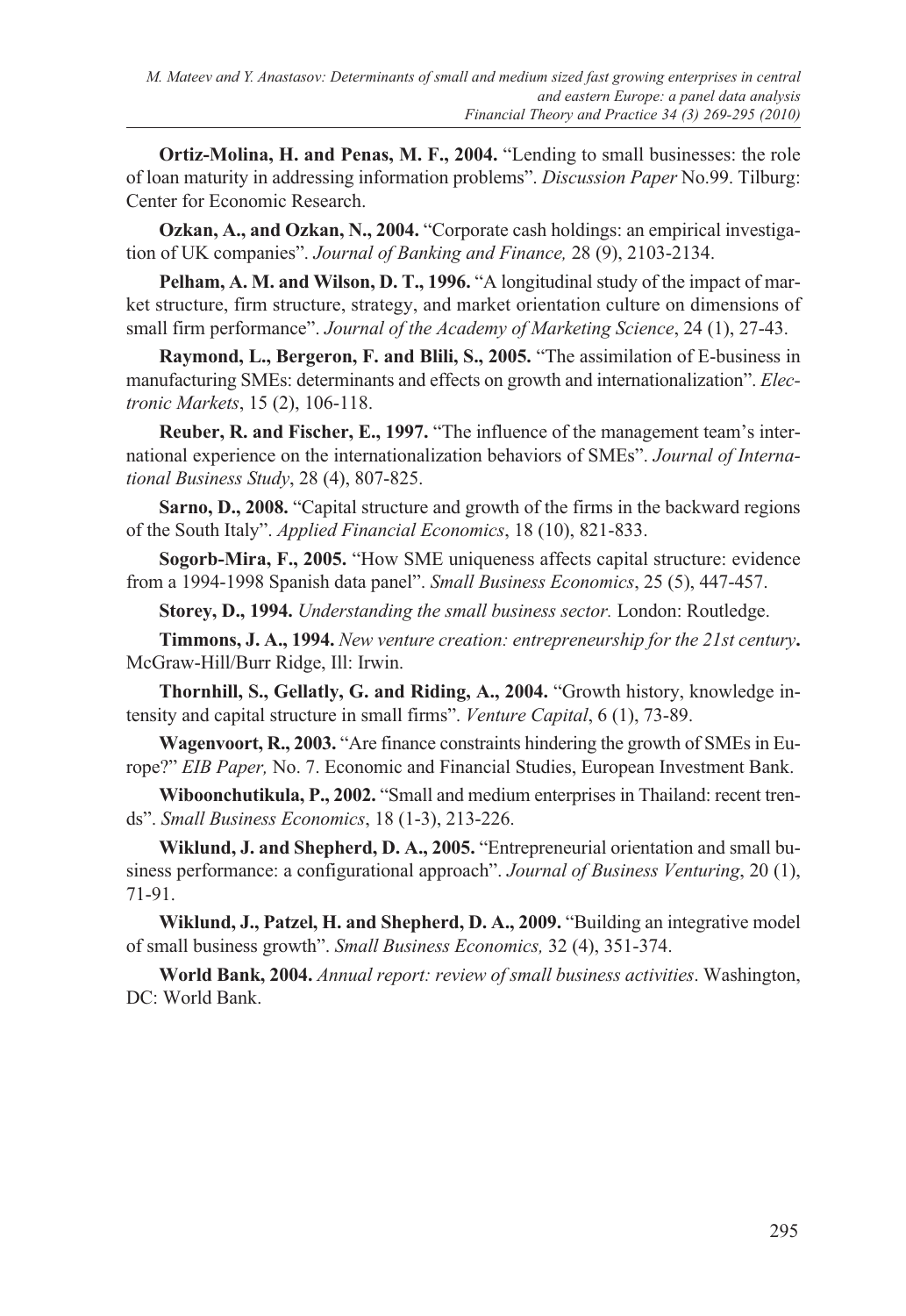**Ortiz-Molina, H. and Penas, M. F., 2004.** "Lending to small businesses: the role of loan maturity in addressing information problems". *Discussion Paper* No.99. Tilburg: Center for Economic Research.

**Ozkan, A., and Ozkan, N., 2004.** "Corporate cash holdings: an empirical investigation of UK companies". *Journal of Banking and Finance,* 28 (9), 2103-2134.

**Pelham, A. M. and Wilson, D. T., 1996.** "A longitudinal study of the impact of market structure, firm structure, strategy, and market orientation culture on dimensions of small firm performance". *Journal of the Academy of Marketing Science*, 24 (1), 27-43.

**Raymond, L., Bergeron, F. and Blili, S., 2005.** "The assimilation of E-business in manufacturing SMEs: determinants and effects on growth and internationalization". *Electronic Markets*, 15 (2), 106-118.

**Reuber, R. and Fischer, E., 1997.** "The influence of the management team's international experience on the internationalization behaviors of SMEs". *Journal of International Business Study*, 28 (4), 807-825.

**Sarno, D., 2008.** "Capital structure and growth of the firms in the backward regions of the South Italy". *Applied Financial Economics*, 18 (10), 821-833.

**Sogorb-Mira, F., 2005.** "How SME uniqueness affects capital structure: evidence from a 1994-1998 Spanish data panel". *Small Business Economics*, 25 (5), 447-457.

**Storey, D., 1994.** *Understanding the small business sector.* London: Routledge.

**Timmons, J. A., 1994.** *New venture creation: entrepreneurship for the 21st century***.** McGraw-Hill/Burr Ridge, Ill: Irwin.

**Thornhill, S., Gellatly, G. and Riding, A., 2004.** "Growth history, knowledge intensity and capital structure in small firms". *Venture Capital*, 6 (1), 73-89.

**Wagenvoort, R., 2003.** "Are finance constraints hindering the growth of SMEs in Europe?" *EIB Paper,* No. 7. Economic and Financial Studies, European Investment Bank.

**Wiboonchutikula, P., 2002.** "Small and medium enterprises in Thailand: recent trends". *Small Business Economics*, 18 (1-3), 213-226.

**Wiklund, J. and Shepherd, D. A., 2005.** "Entrepreneurial orientation and small business performance: a configurational approach". *Journal of Business Venturing*, 20 (1), 71-91.

**Wiklund, J., Patzel, H. and Shepherd, D. A., 2009.** "Building an integrative model of small business growth". *Small Business Economics,* 32 (4), 351-374.

**World Bank, 2004.** *Annual report: review of small business activities*. Washington, DC: World Bank.